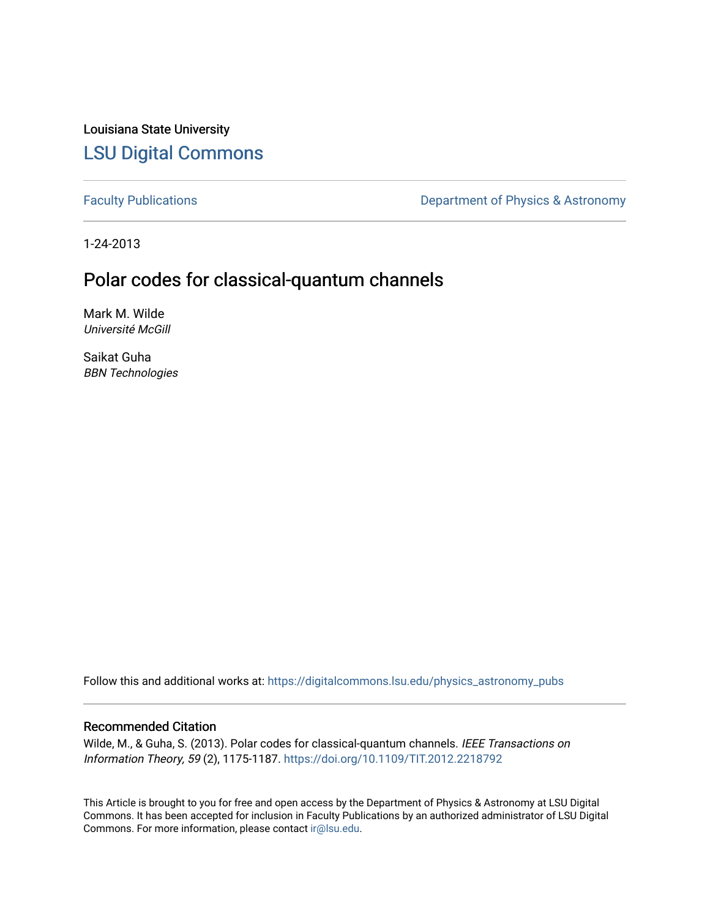Louisiana State University

# LSU Digital Commons

Faculty Publications | Department of Physics & Astronomy

1-24-2013

## Polar codes for classical-quantum channels

Mark M. Wilde
*Université McGill*

Saikat Guha
*BBN Technologies*

Follow this and additional works at: https://digitalcommons.lsu.edu/physics_astronomy_pubs

### Recommended Citation

Wilde, M., & Guha, S. (2013). Polar codes for classical-quantum channels. *IEEE Transactions on Information Theory, 59* (2), 1175-1187. https://doi.org/10.1109/TIT.2012.2218792

This Article is brought to you for free and open access by the Department of Physics & Astronomy at LSU Digital Commons. It has been accepted for inclusion in Faculty Publications by an authorized administrator of LSU Digital Commons. For more information, please contact ir@lsu.edu.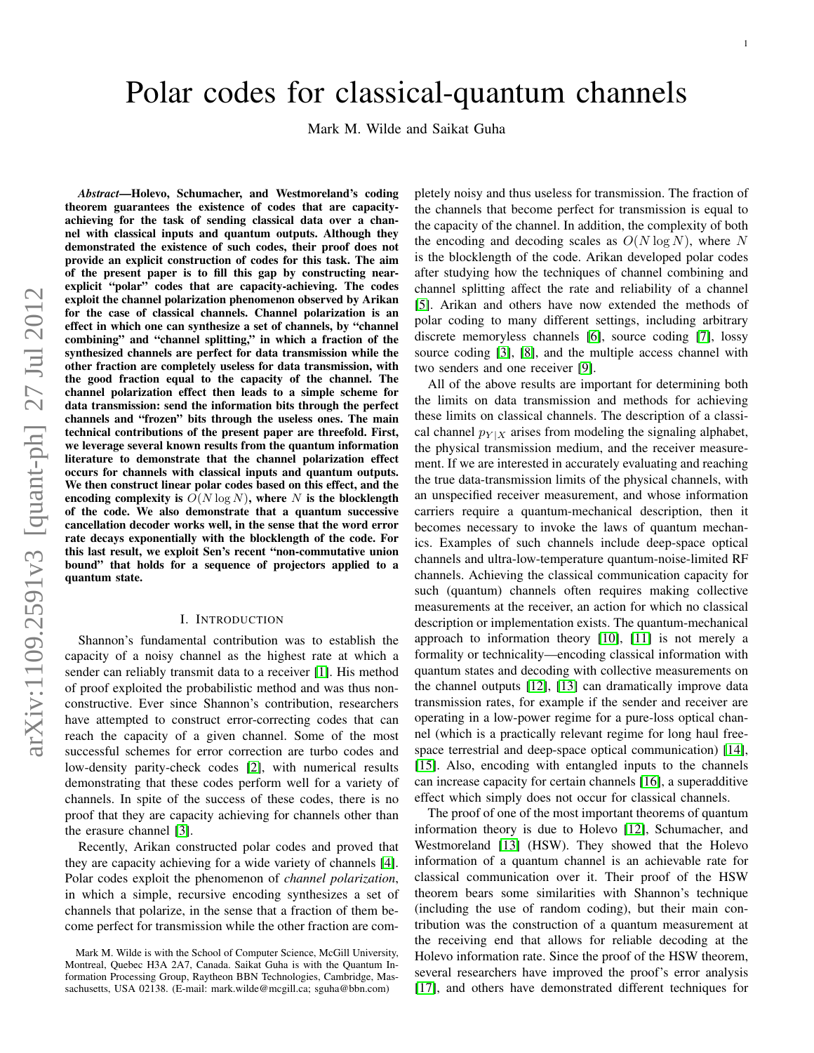# Polar codes for classical-quantum channels

Mark M. Wilde and Saikat Guha

***Abstract*—Holevo, Schumacher, and Westmoreland's coding theorem guarantees the existence of codes that are capacity-achieving for the task of sending classical data over a channel with classical inputs and quantum outputs. Although they demonstrated the existence of such codes, their proof does not provide an explicit construction of codes for this task. The aim of the present paper is to fill this gap by constructing near-explicit "polar" codes that are capacity-achieving. The codes exploit the channel polarization phenomenon observed by Arikan for the case of classical channels. Channel polarization is an effect in which one can synthesize a set of channels, by "channel combining" and "channel splitting," in which a fraction of the synthesized channels are perfect for data transmission while the other fraction are completely useless for data transmission, with the good fraction equal to the capacity of the channel. The channel polarization effect then leads to a simple scheme for data transmission: send the information bits through the perfect channels and "frozen" bits through the useless ones. The main technical contributions of the present paper are threefold. First, we leverage several known results from the quantum information literature to demonstrate that the channel polarization effect occurs for channels with classical inputs and quantum outputs. We then construct linear polar codes based on this effect, and the encoding complexity is $O(N \log N)$, where $N$ is the blocklength of the code. We also demonstrate that a quantum successive cancellation decoder works well, in the sense that the word error rate decays exponentially with the blocklength of the code. For this last result, we exploit Sen's recent "non-commutative union bound" that holds for a sequence of projectors applied to a quantum state.**

## I. Introduction

Shannon's fundamental contribution was to establish the capacity of a noisy channel as the highest rate at which a sender can reliably transmit data to a receiver [1]. His method of proof exploited the probabilistic method and was thus non-constructive. Ever since Shannon's contribution, researchers have attempted to construct error-correcting codes that can reach the capacity of a given channel. Some of the most successful schemes for error correction are turbo codes and low-density parity-check codes [2], with numerical results demonstrating that these codes perform well for a variety of channels. In spite of the success of these codes, there is no proof that they are capacity achieving for channels other than the erasure channel [3].

Recently, Arikan constructed polar codes and proved that they are capacity achieving for a wide variety of channels [4]. Polar codes exploit the phenomenon of *channel polarization*, in which a simple, recursive encoding synthesizes a set of channels that polarize, in the sense that a fraction of them become perfect for transmission while the other fraction are completely noisy and thus useless for transmission. The fraction of the channels that become perfect for transmission is equal to the capacity of the channel. In addition, the complexity of both the encoding and decoding scales as $O(N \log N)$, where $N$ is the blocklength of the code. Arikan developed polar codes after studying how the techniques of channel combining and channel splitting affect the rate and reliability of a channel [5]. Arikan and others have now extended the methods of polar coding to many different settings, including arbitrary discrete memoryless channels [6], source coding [7], lossy source coding [3], [8], and the multiple access channel with two senders and one receiver [9].

All of the above results are important for determining both the limits on data transmission and methods for achieving these limits on classical channels. The description of a classical channel $p_{Y|X}$ arises from modeling the signaling alphabet, the physical transmission medium, and the receiver measurement. If we are interested in accurately evaluating and reaching the true data-transmission limits of the physical channels, with an unspecified receiver measurement, and whose information carriers require a quantum-mechanical description, then it becomes necessary to invoke the laws of quantum mechanics. Examples of such channels include deep-space optical channels and ultra-low-temperature quantum-noise-limited RF channels. Achieving the classical communication capacity for such (quantum) channels often requires making collective measurements at the receiver, an action for which no classical description or implementation exists. The quantum-mechanical approach to information theory [10], [11] is not merely a formality or technicality—encoding classical information with quantum states and decoding with collective measurements on the channel outputs [12], [13] can dramatically improve data transmission rates, for example if the sender and receiver are operating in a low-power regime for a pure-loss optical channel (which is a practically relevant regime for long haul free-space terrestrial and deep-space optical communication) [14], [15]. Also, encoding with entangled inputs to the channels can increase capacity for certain channels [16], a superadditive effect which simply does not occur for classical channels.

The proof of one of the most important theorems of quantum information theory is due to Holevo [12], Schumacher, and Westmoreland [13] (HSW). They showed that the Holevo information of a quantum channel is an achievable rate for classical communication over it. Their proof of the HSW theorem bears some similarities with Shannon's technique (including the use of random coding), but their main contribution was the construction of a quantum measurement at the receiving end that allows for reliable decoding at the Holevo information rate. Since the proof of the HSW theorem, several researchers have improved the proof's error analysis [17], and others have demonstrated different techniques for

Mark M. Wilde is with the School of Computer Science, McGill University, Montreal, Quebec H3A 2A7, Canada. Saikat Guha is with the Quantum Information Processing Group, Raytheon BBN Technologies, Cambridge, Massachusetts, USA 02138. (E-mail: mark.wilde@mcgill.ca; sguha@bbn.com)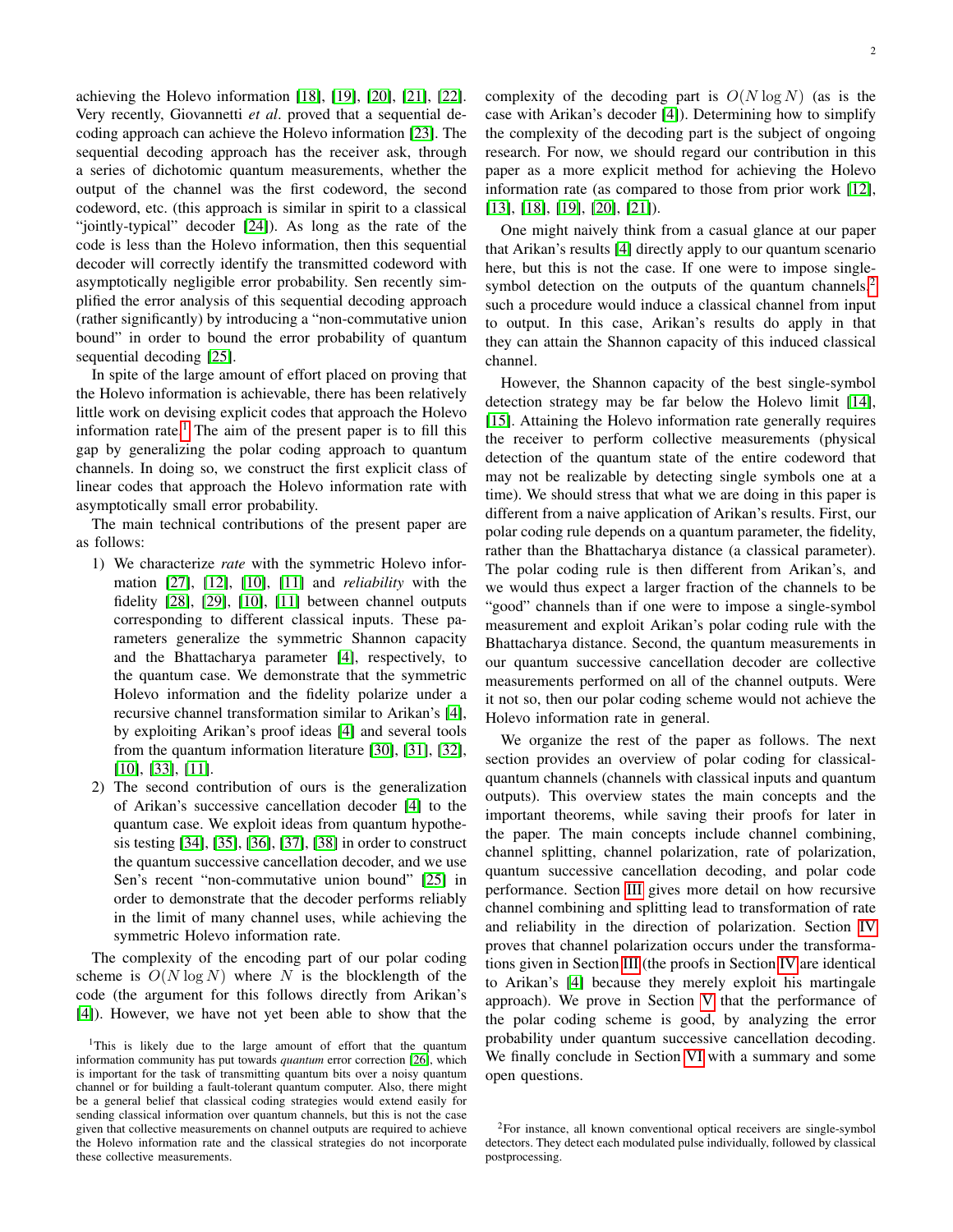achieving the Holevo information [18], [19], [20], [21], [22]. Very recently, Giovannetti *et al*. proved that a sequential decoding approach can achieve the Holevo information [23]. The sequential decoding approach has the receiver ask, through a series of dichotomic quantum measurements, whether the output of the channel was the first codeword, the second codeword, etc. (this approach is similar in spirit to a classical "jointly-typical" decoder [24]). As long as the rate of the code is less than the Holevo information, then this sequential decoder will correctly identify the transmitted codeword with asymptotically negligible error probability. Sen recently simplified the error analysis of this sequential decoding approach (rather significantly) by introducing a "non-commutative union bound" in order to bound the error probability of quantum sequential decoding [25].

In spite of the large amount of effort placed on proving that the Holevo information is achievable, there has been relatively little work on devising explicit codes that approach the Holevo information rate.[1] The aim of the present paper is to fill this gap by generalizing the polar coding approach to quantum channels. In doing so, we construct the first explicit class of linear codes that approach the Holevo information rate with asymptotically small error probability.

The main technical contributions of the present paper are as follows:

1) We characterize *rate* with the symmetric Holevo information [27], [12], [10], [11] and *reliability* with the fidelity [28], [29], [10], [11] between channel outputs corresponding to different classical inputs. These parameters generalize the symmetric Shannon capacity and the Bhattacharya parameter [4], respectively, to the quantum case. We demonstrate that the symmetric Holevo information and the fidelity polarize under a recursive channel transformation similar to Arikan's [4], by exploiting Arikan's proof ideas [4] and several tools from the quantum information literature [30], [31], [32], [10], [33], [11].
2) The second contribution of ours is the generalization of Arikan's successive cancellation decoder [4] to the quantum case. We exploit ideas from quantum hypothesis testing [34], [35], [36], [37], [38] in order to construct the quantum successive cancellation decoder, and we use Sen's recent "non-commutative union bound" [25] in order to demonstrate that the decoder performs reliably in the limit of many channel uses, while achieving the symmetric Holevo information rate.

The complexity of the encoding part of our polar coding scheme is $O(N \log N)$ where $N$ is the blocklength of the code (the argument for this follows directly from Arikan's [4]). However, we have not yet been able to show that the complexity of the decoding part is $O(N \log N)$ (as is the case with Arikan's decoder [4]). Determining how to simplify the complexity of the decoding part is the subject of ongoing research. For now, we should regard our contribution in this paper as a more explicit method for achieving the Holevo information rate (as compared to those from prior work [12], [13], [18], [19], [20], [21]).

One might naively think from a casual glance at our paper that Arikan's results [4] directly apply to our quantum scenario here, but this is not the case. If one were to impose single-symbol detection on the outputs of the quantum channels,[2] such a procedure would induce a classical channel from input to output. In this case, Arikan's results do apply in that they can attain the Shannon capacity of this induced classical channel.

However, the Shannon capacity of the best single-symbol detection strategy may be far below the Holevo limit [14], [15]. Attaining the Holevo information rate generally requires the receiver to perform collective measurements (physical detection of the quantum state of the entire codeword that may not be realizable by detecting single symbols one at a time). We should stress that what we are doing in this paper is different from a naive application of Arikan's results. First, our polar coding rule depends on a quantum parameter, the fidelity, rather than the Bhattacharya distance (a classical parameter). The polar coding rule is then different from Arikan's, and we would thus expect a larger fraction of the channels to be "good" channels than if one were to impose a single-symbol measurement and exploit Arikan's polar coding rule with the Bhattacharya distance. Second, the quantum measurements in our quantum successive cancellation decoder are collective measurements performed on all of the channel outputs. Were it not so, then our polar coding scheme would not achieve the Holevo information rate in general.

We organize the rest of the paper as follows. The next section provides an overview of polar coding for classical-quantum channels (channels with classical inputs and quantum outputs). This overview states the main concepts and the important theorems, while saving their proofs for later in the paper. The main concepts include channel combining, channel splitting, channel polarization, rate of polarization, quantum successive cancellation decoding, and polar code performance. Section III gives more detail on how recursive channel combining and splitting lead to transformation of rate and reliability in the direction of polarization. Section IV proves that channel polarization occurs under the transformations given in Section III (the proofs in Section IV are identical to Arikan's [4] because they merely exploit his martingale approach). We prove in Section V that the performance of the polar coding scheme is good, by analyzing the error probability under quantum successive cancellation decoding. We finally conclude in Section VI with a summary and some open questions.

[1] This is likely due to the large amount of effort that the quantum information community has put towards *quantum* error correction [26], which is important for the task of transmitting quantum bits over a noisy quantum channel or for building a fault-tolerant quantum computer. Also, there might be a general belief that classical coding strategies would extend easily for sending classical information over quantum channels, but this is not the case given that collective measurements on channel outputs are required to achieve the Holevo information rate and the classical strategies do not incorporate these collective measurements.

[2] For instance, all known conventional optical receivers are single-symbol detectors. They detect each modulated pulse individually, followed by classical postprocessing.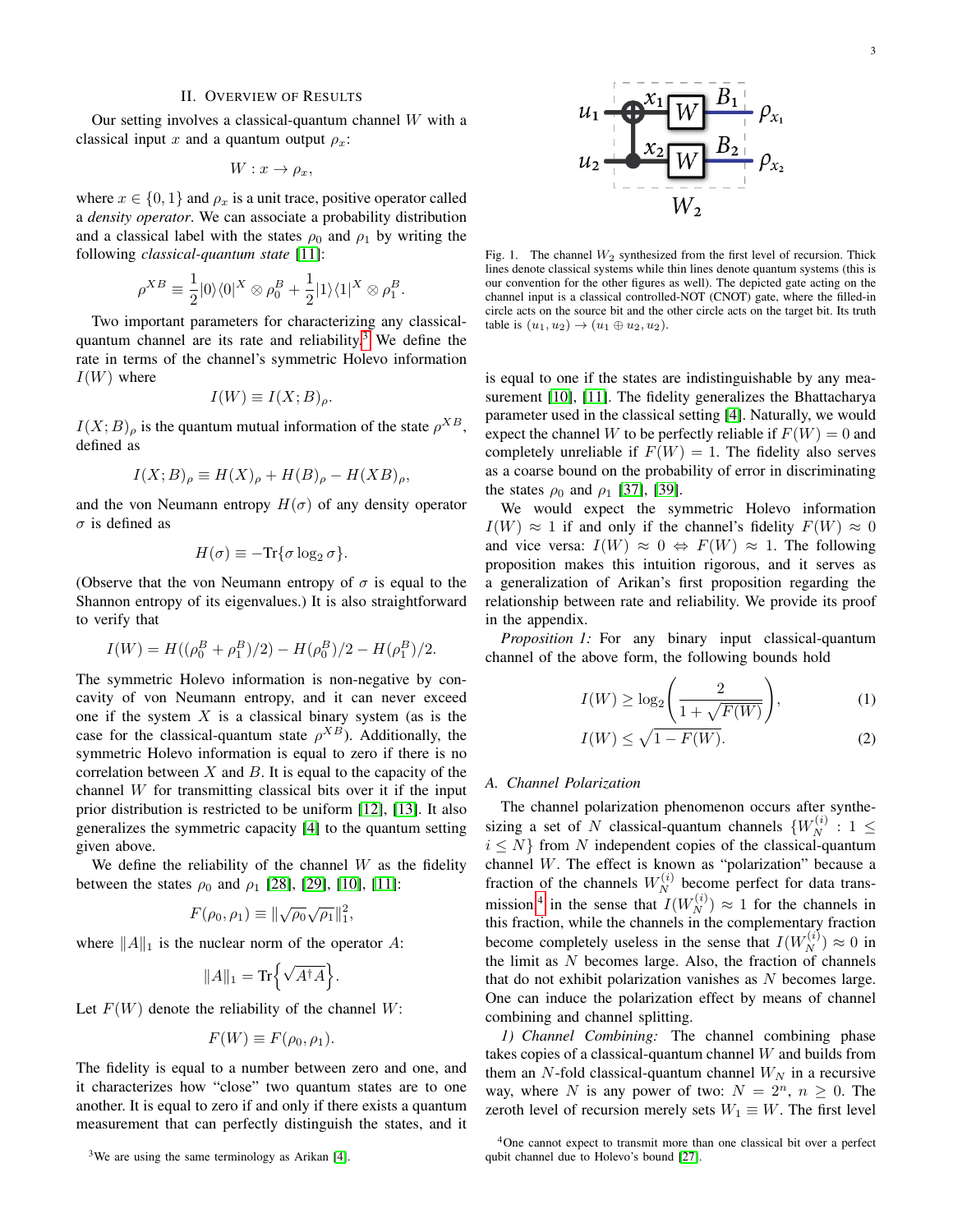## II. Overview of Results

Our setting involves a classical-quantum channel $W$ with a classical input $x$ and a quantum output $\rho_x$:

$$W : x \to \rho_x,$$

where $x \in \{0,1\}$ and $\rho_x$ is a unit trace, positive operator called a *density operator*. We can associate a probability distribution and a classical label with the states $\rho_0$ and $\rho_1$ by writing the following *classical-quantum state* [11]:

$$\rho^{XB} \equiv \frac{1}{2}|0\rangle\langle 0|^X \otimes \rho_0^B + \frac{1}{2}|1\rangle\langle 1|^X \otimes \rho_1^B.$$

Two important parameters for characterizing any classical-quantum channel are its rate and reliability.[3] We define the rate in terms of the channel's symmetric Holevo information $I(W)$ where

$$I(W) \equiv I(X;B)_\rho.$$

$I(X;B)_\rho$ is the quantum mutual information of the state $\rho^{XB}$, defined as

$$I(X;B)_\rho \equiv H(X)_\rho + H(B)_\rho - H(XB)_\rho,$$

and the von Neumann entropy $H(\sigma)$ of any density operator $\sigma$ is defined as

$$H(\sigma) \equiv -\text{Tr}\{\sigma \log_2 \sigma\}.$$

(Observe that the von Neumann entropy of $\sigma$ is equal to the Shannon entropy of its eigenvalues.) It is also straightforward to verify that

$$I(W) = H((\rho_0^B + \rho_1^B)/2) - H(\rho_0^B)/2 - H(\rho_1^B)/2.$$

The symmetric Holevo information is non-negative by concavity of von Neumann entropy, and it can never exceed one if the system $X$ is a classical binary system (as is the case for the classical-quantum state $\rho^{XB}$). Additionally, the symmetric Holevo information is equal to zero if there is no correlation between $X$ and $B$. It is equal to the capacity of the channel $W$ for transmitting classical bits over it if the input prior distribution is restricted to be uniform [12], [13]. It also generalizes the symmetric capacity [4] to the quantum setting given above.

We define the reliability of the channel $W$ as the fidelity between the states $\rho_0$ and $\rho_1$ [28], [29], [10], [11]:

$$F(\rho_0, \rho_1) \equiv \|\sqrt{\rho_0}\sqrt{\rho_1}\|_1^2,$$

where $\|A\|_1$ is the nuclear norm of the operator $A$:

$$\|A\|_1 = \text{Tr}\left\{\sqrt{A^\dagger A}\right\}.$$

Let $F(W)$ denote the reliability of the channel $W$:

$$F(W) \equiv F(\rho_0, \rho_1).$$

The fidelity is equal to a number between zero and one, and it characterizes how "close" two quantum states are to one another. It is equal to zero if and only if there exists a quantum measurement that can perfectly distinguish the states, and it is equal to one if the states are indistinguishable by any measurement [10], [11]. The fidelity generalizes the Bhattacharya parameter used in the classical setting [4]. Naturally, we would expect the channel $W$ to be perfectly reliable if $F(W) = 0$ and completely unreliable if $F(W) = 1$. The fidelity also serves as a coarse bound on the probability of error in discriminating the states $\rho_0$ and $\rho_1$ [37], [39].

[3] We are using the same terminology as Arikan [4].

Fig. 1. The channel $W_2$ synthesized from the first level of recursion. Thick lines denote classical systems while thin lines denote quantum systems (this is our convention for the other figures as well). The depicted gate acting on the channel input is a classical controlled-NOT (CNOT) gate, where the filled-in circle acts on the source bit and the other circle acts on the target bit. Its truth table is $(u_1, u_2) \to (u_1 \oplus u_2, u_2)$.

We would expect the symmetric Holevo information $I(W) \approx 1$ if and only if the channel's fidelity $F(W) \approx 0$ and vice versa: $I(W) \approx 0 \Leftrightarrow F(W) \approx 1$. The following proposition makes this intuition rigorous, and it serves as a generalization of Arikan's first proposition regarding the relationship between rate and reliability. We provide its proof in the appendix.

*Proposition 1:* For any binary input classical-quantum channel of the above form, the following bounds hold

$$I(W) \geq \log_2\left(\frac{2}{1+\sqrt{F(W)}}\right), \tag{1}$$

$$I(W) \leq \sqrt{1 - F(W)}. \tag{2}$$

### A. Channel Polarization

The channel polarization phenomenon occurs after synthesizing a set of $N$ classical-quantum channels $\{W_N^{(i)} : 1 \leq i \leq N\}$ from $N$ independent copies of the classical-quantum channel $W$. The effect is known as "polarization" because a fraction of the channels $W_N^{(i)}$ become perfect for data transmission[4] in the sense that $I(W_N^{(i)}) \approx 1$ for the channels in this fraction, while the channels in the complementary fraction become completely useless in the sense that $I(W_N^{(i)}) \approx 0$ in the limit as $N$ becomes large. Also, the fraction of channels that do not exhibit polarization vanishes as $N$ becomes large. One can induce the polarization effect by means of channel combining and channel splitting.

*1) Channel Combining:* The channel combining phase takes copies of a classical-quantum channel $W$ and builds from them an $N$-fold classical-quantum channel $W_N$ in a recursive way, where $N$ is any power of two: $N = 2^n$, $n \geq 0$. The zeroth level of recursion merely sets $W_1 \equiv W$. The first level

[4] One cannot expect to transmit more than one classical bit over a perfect qubit channel due to Holevo's bound [27].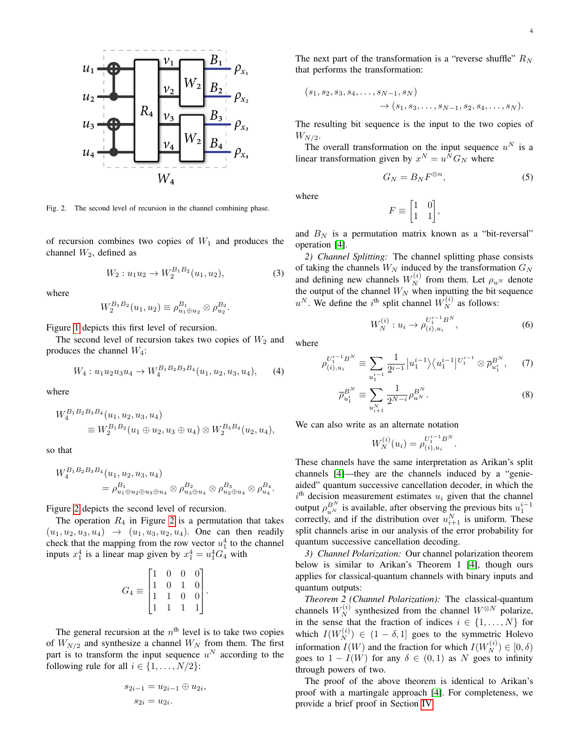Fig. 2. The second level of recursion in the channel combining phase.

of recursion combines two copies of $W_1$ and produces the channel $W_2$, defined as

$$W_2 : u_1 u_2 \rightarrow W_2^{B_1 B_2}(u_1, u_2), \tag{3}$$

where

$$W_2^{B_1 B_2}(u_1, u_2) \equiv \rho_{u_1 \oplus u_2}^{B_1} \otimes \rho_{u_2}^{B_2}.$$

Figure 1 depicts this first level of recursion.

The second level of recursion takes two copies of $W_2$ and produces the channel $W_4$:

$$W_4 : u_1 u_2 u_3 u_4 \rightarrow W_4^{B_1 B_2 B_3 B_4}(u_1, u_2, u_3, u_4), \tag{4}$$

where

$$W_4^{B_1 B_2 B_3 B_4}(u_1, u_2, u_3, u_4) \equiv W_2^{B_1 B_2}(u_1 \oplus u_2, u_3 \oplus u_4) \otimes W_2^{B_3 B_4}(u_2, u_4),$$

so that

$$W_4^{B_1 B_2 B_3 B_4}(u_1, u_2, u_3, u_4) = \rho_{u_1 \oplus u_2 \oplus u_3 \oplus u_4}^{B_1} \otimes \rho_{u_3 \oplus u_4}^{B_2} \otimes \rho_{u_2 \oplus u_4}^{B_3} \otimes \rho_{u_4}^{B_4}.$$

Figure 2 depicts the second level of recursion.

The operation $R_4$ in Figure 2 is a permutation that takes $(u_1, u_2, u_3, u_4) \rightarrow (u_1, u_3, u_2, u_4)$. One can then readily check that the mapping from the row vector $u_1^4$ to the channel inputs $x_1^4$ is a linear map given by $x_1^4 = u_1^4 G_4$ with

$$G_4 \equiv \begin{bmatrix} 1 & 0 & 0 & 0 \\ 1 & 0 & 1 & 0 \\ 1 & 1 & 0 & 0 \\ 1 & 1 & 1 & 1 \end{bmatrix}.$$

The general recursion at the $n^{\text{th}}$ level is to take two copies of $W_{N/2}$ and synthesize a channel $W_N$ from them. The first part is to transform the input sequence $u^N$ according to the following rule for all $i \in \{1, \ldots, N/2\}$:

$$s_{2i-1} = u_{2i-1} \oplus u_{2i},$$
$$s_{2i} = u_{2i}.$$

The next part of the transformation is a "reverse shuffle" $R_N$ that performs the transformation:

$$(s_1, s_2, s_3, s_4, \ldots, s_{N-1}, s_N) \rightarrow (s_1, s_3, \ldots, s_{N-1}, s_2, s_4, \ldots, s_N).$$

The resulting bit sequence is the input to the two copies of $W_{N/2}$.

The overall transformation on the input sequence $u^N$ is a linear transformation given by $x^N = u^N G_N$ where

$$G_N = B_N F^{\otimes n}, \tag{5}$$

where

$$F \equiv \begin{bmatrix} 1 & 0 \\ 1 & 1 \end{bmatrix},$$

and $B_N$ is a permutation matrix known as a "bit-reversal" operation [4].

*2) Channel Splitting:* The channel splitting phase consists of taking the channels $W_N$ induced by the transformation $G_N$ and defining new channels $W_N^{(i)}$ from them. Let $\rho_{u^N}$ denote the output of the channel $W_N$ when inputting the bit sequence $u^N$. We define the $i^{\text{th}}$ split channel $W_N^{(i)}$ as follows:

$$W_N^{(i)} : u_i \rightarrow \rho_{(i),u_i}^{U_1^{i-1} B^N}, \tag{6}$$

where

$$\rho_{(i),u_i}^{U_1^{i-1} B^N} \equiv \sum_{u_1^{i-1}} \frac{1}{2^{i-1}} |u_1^{i-1}\rangle\langle u_1^{i-1}|^{U_1^{i-1}} \otimes \overline{\rho}_{u_1^i}^{B^N}, \tag{7}$$

$$\overline{\rho}_{u_1^i}^{B^N} \equiv \sum_{u_{i+1}^N} \frac{1}{2^{N-i}} \rho_{u^N}^{B^N}. \tag{8}$$

We can also write as an alternate notation

$$W_N^{(i)}(u_i) = \rho_{(i),u_i}^{U_1^{i-1} B^N}.$$

These channels have the same interpretation as Arikan's split channels [4]—they are the channels induced by a "genie-aided" quantum successive cancellation decoder, in which the $i^{\text{th}}$ decision measurement estimates $u_i$ given that the channel output $\rho_{u^N}^{B^N}$ is available, after observing the previous bits $u_1^{i-1}$ correctly, and if the distribution over $u_{i+1}^N$ is uniform. These split channels arise in our analysis of the error probability for quantum successive cancellation decoding.

*3) Channel Polarization:* Our channel polarization theorem below is similar to Arikan's Theorem 1 [4], though ours applies for classical-quantum channels with binary inputs and quantum outputs:

*Theorem 2 (Channel Polarization):* The classical-quantum channels $W_N^{(i)}$ synthesized from the channel $W^{\otimes N}$ polarize, in the sense that the fraction of indices $i \in \{1, \ldots, N\}$ for which $I(W_N^{(i)}) \in (1 - \delta, 1]$ goes to the symmetric Holevo information $I(W)$ and the fraction for which $I(W_N^{(i)}) \in [0, \delta)$ goes to $1 - I(W)$ for any $\delta \in (0, 1)$ as $N$ goes to infinity through powers of two.

The proof of the above theorem is identical to Arikan's proof with a martingale approach [4]. For completeness, we provide a brief proof in Section IV.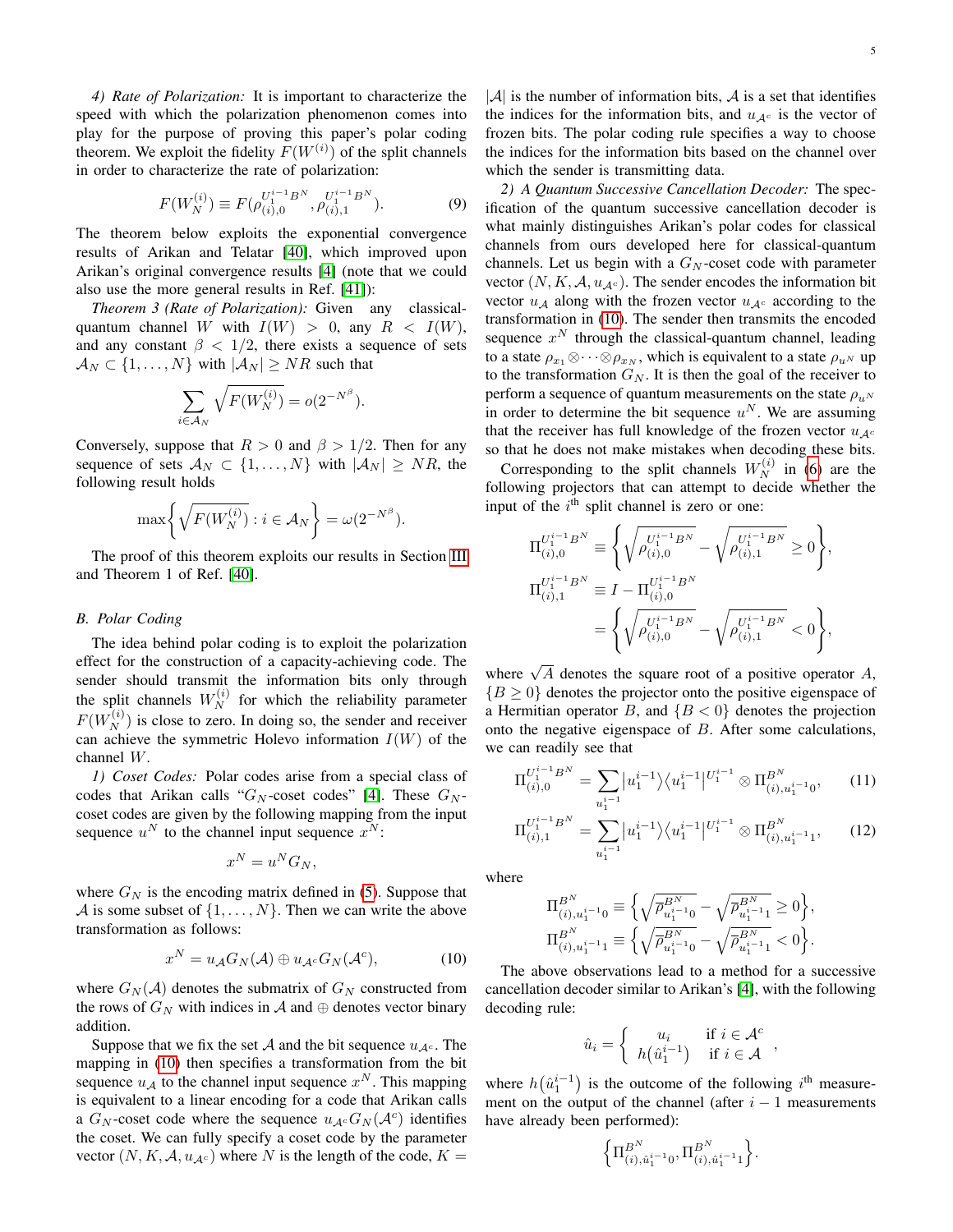*4) Rate of Polarization:* It is important to characterize the speed with which the polarization phenomenon comes into play for the purpose of proving this paper's polar coding theorem. We exploit the fidelity $F(W^{(i)})$ of the split channels in order to characterize the rate of polarization:

$$F(W_N^{(i)}) \equiv F(\rho_{(i),0}^{U_1^{i-1}B^N}, \rho_{(i),1}^{U_1^{i-1}B^N}). \tag{9}$$

The theorem below exploits the exponential convergence results of Arikan and Telatar [40], which improved upon Arikan's original convergence results [4] (note that we could also use the more general results in Ref. [41]):

*Theorem 3 (Rate of Polarization):* Given any classical-quantum channel $W$ with $I(W) > 0$, any $R < I(W)$, and any constant $\beta < 1/2$, there exists a sequence of sets $\mathcal{A}_N \subset \{1, \ldots, N\}$ with $|\mathcal{A}_N| \geq NR$ such that

$$\sum_{i \in \mathcal{A}_N} \sqrt{F(W_N^{(i)})} = o(2^{-N^\beta}).$$

Conversely, suppose that $R > 0$ and $\beta > 1/2$. Then for any sequence of sets $\mathcal{A}_N \subset \{1, \ldots, N\}$ with $|\mathcal{A}_N| \geq NR$, the following result holds

$$\max\left\{ \sqrt{F(W_N^{(i)})} : i \in \mathcal{A}_N \right\} = \omega(2^{-N^\beta}).$$

The proof of this theorem exploits our results in Section III and Theorem 1 of Ref. [40].

### B. Polar Coding

The idea behind polar coding is to exploit the polarization effect for the construction of a capacity-achieving code. The sender should transmit the information bits only through the split channels $W_N^{(i)}$ for which the reliability parameter $F(W_N^{(i)})$ is close to zero. In doing so, the sender and receiver can achieve the symmetric Holevo information $I(W)$ of the channel $W$.

*1) Coset Codes:* Polar codes arise from a special class of codes that Arikan calls "$G_N$-coset codes" [4]. These $G_N$-coset codes are given by the following mapping from the input sequence $u^N$ to the channel input sequence $x^N$:

$$x^N = u^N G_N,$$

where $G_N$ is the encoding matrix defined in (5). Suppose that $\mathcal{A}$ is some subset of $\{1, \ldots, N\}$. Then we can write the above transformation as follows:

$$x^N = u_{\mathcal{A}} G_N(\mathcal{A}) \oplus u_{\mathcal{A}^c} G_N(\mathcal{A}^c), \tag{10}$$

where $G_N(\mathcal{A})$ denotes the submatrix of $G_N$ constructed from the rows of $G_N$ with indices in $\mathcal{A}$ and $\oplus$ denotes vector binary addition.

Suppose that we fix the set $\mathcal{A}$ and the bit sequence $u_{\mathcal{A}^c}$. The mapping in (10) then specifies a transformation from the bit sequence $u_{\mathcal{A}}$ to the channel input sequence $x^N$. This mapping is equivalent to a linear encoding for a code that Arikan calls a $G_N$-coset code where the sequence $u_{\mathcal{A}^c} G_N(\mathcal{A}^c)$ identifies the coset. We can fully specify a coset code by the parameter vector $(N, K, \mathcal{A}, u_{\mathcal{A}^c})$ where $N$ is the length of the code, $K = |\mathcal{A}|$ is the number of information bits, $\mathcal{A}$ is a set that identifies the indices for the information bits, and $u_{\mathcal{A}^c}$ is the vector of frozen bits. The polar coding rule specifies a way to choose the indices for the information bits based on the channel over which the sender is transmitting data.

*2) A Quantum Successive Cancellation Decoder:* The specification of the quantum successive cancellation decoder is what mainly distinguishes Arikan's polar codes for classical channels from ours developed here for classical-quantum channels. Let us begin with a $G_N$-coset code with parameter vector $(N, K, \mathcal{A}, u_{\mathcal{A}^c})$. The sender encodes the information bit vector $u_{\mathcal{A}}$ along with the frozen vector $u_{\mathcal{A}^c}$ according to the transformation in (10). The sender then transmits the encoded sequence $x^N$ through the classical-quantum channel, leading to a state $\rho_{x_1} \otimes \cdots \otimes \rho_{x_N}$, which is equivalent to a state $\rho_{u^N}$ up to the transformation $G_N$. It is then the goal of the receiver to perform a sequence of quantum measurements on the state $\rho_{u^N}$ in order to determine the bit sequence $u^N$. We are assuming that the receiver has full knowledge of the frozen vector $u_{\mathcal{A}^c}$ so that he does not make mistakes when decoding these bits.

Corresponding to the split channels $W_N^{(i)}$ in (6) are the following projectors that can attempt to decide whether the input of the $i^{\text{th}}$ split channel is zero or one:

$$\begin{aligned}
\Pi_{(i),0}^{U_1^{i-1}B^N} &\equiv \left\{ \sqrt{\rho_{(i),0}^{U_1^{i-1}B^N}} - \sqrt{\rho_{(i),1}^{U_1^{i-1}B^N}} \geq 0 \right\}, \\
\Pi_{(i),1}^{U_1^{i-1}B^N} &\equiv I - \Pi_{(i),0}^{U_1^{i-1}B^N} \\
&= \left\{ \sqrt{\rho_{(i),0}^{U_1^{i-1}B^N}} - \sqrt{\rho_{(i),1}^{U_1^{i-1}B^N}} < 0 \right\},
\end{aligned}$$

where $\sqrt{A}$ denotes the square root of a positive operator $A$, $\{B \geq 0\}$ denotes the projector onto the positive eigenspace of a Hermitian operator $B$, and $\{B < 0\}$ denotes the projection onto the negative eigenspace of $B$. After some calculations, we can readily see that

$$\Pi_{(i),0}^{U_1^{i-1}B^N} = \sum_{u_1^{i-1}} |u_1^{i-1}\rangle\langle u_1^{i-1}|^{U_1^{i-1}} \otimes \Pi_{(i),u_1^{i-1}0}^{B^N}, \tag{11}$$

$$\Pi_{(i),1}^{U_1^{i-1}B^N} = \sum_{u_1^{i-1}} |u_1^{i-1}\rangle\langle u_1^{i-1}|^{U_1^{i-1}} \otimes \Pi_{(i),u_1^{i-1}1}^{B^N}, \tag{12}$$

where

$$\begin{aligned}
\Pi_{(i),u_1^{i-1}0}^{B^N} &\equiv \left\{ \sqrt{\overline{\rho}_{u_1^{i-1}0}^{B^N}} - \sqrt{\overline{\rho}_{u_1^{i-1}1}^{B^N}} \geq 0 \right\}, \\
\Pi_{(i),u_1^{i-1}1}^{B^N} &\equiv \left\{ \sqrt{\overline{\rho}_{u_1^{i-1}0}^{B^N}} - \sqrt{\overline{\rho}_{u_1^{i-1}1}^{B^N}} < 0 \right\}.
\end{aligned}$$

The above observations lead to a method for a successive cancellation decoder similar to Arikan's [4], with the following decoding rule:

$$\hat{u}_i = \begin{cases} u_i & \text{if } i \in \mathcal{A}^c \\ h(\hat{u}_1^{i-1}) & \text{if } i \in \mathcal{A} \end{cases},$$

where $h(\hat{u}_1^{i-1})$ is the outcome of the following $i^{\text{th}}$ measurement on the output of the channel (after $i-1$ measurements have already been performed):

$$\left\{ \Pi_{(i),\hat{u}_1^{i-1}0}^{B^N}, \Pi_{(i),\hat{u}_1^{i-1}1}^{B^N} \right\}.$$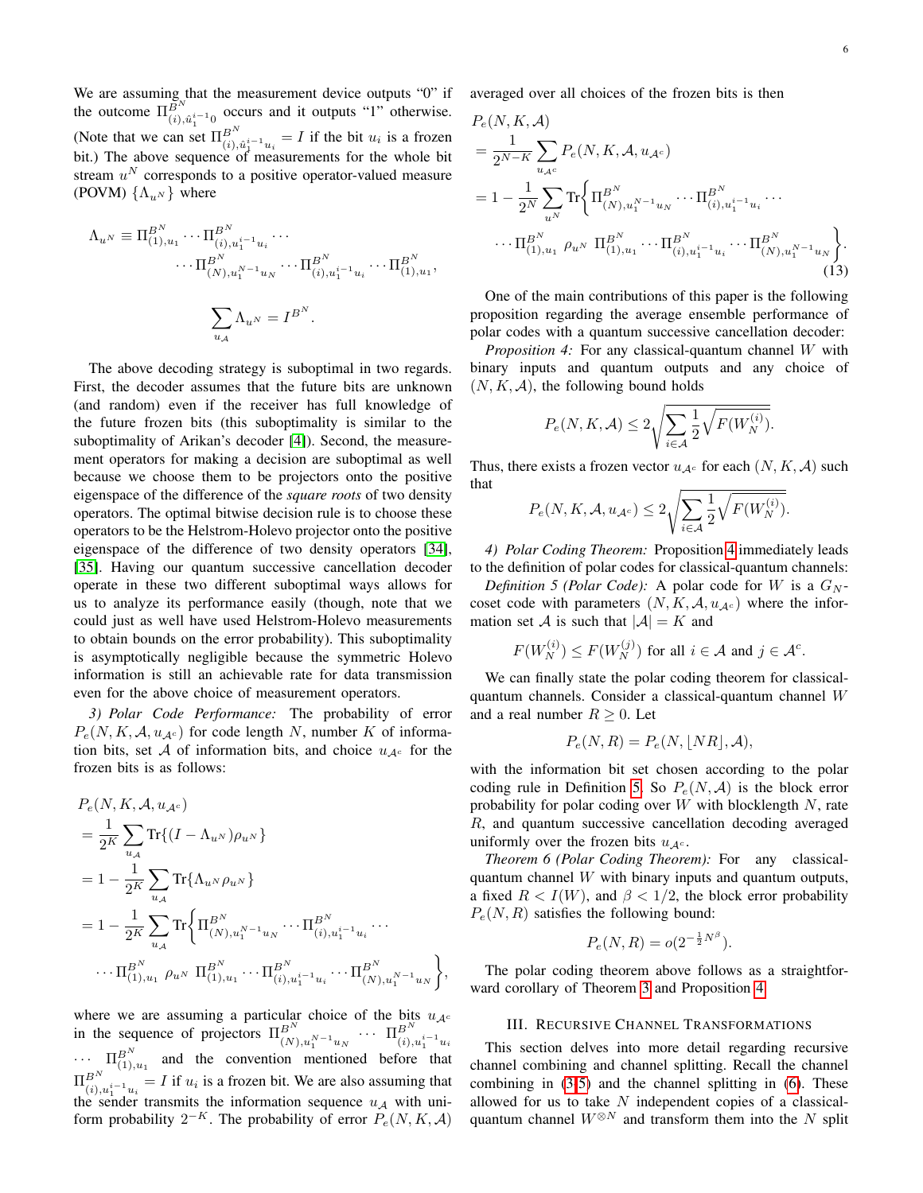We are assuming that the measurement device outputs "0" if the outcome $\Pi^{B^N}_{(i),\hat{u}_1^{i-1}0}$ occurs and it outputs "1" otherwise. (Note that we can set $\Pi^{B^N}_{(i),\hat{u}_1^{i-1}u_i} = I$ if the bit $u_i$ is a frozen bit.) The above sequence of measurements for the whole bit stream $u^N$ corresponds to a positive operator-valued measure (POVM) $\{\Lambda_{u^N}\}$ where

$$\Lambda_{u^N} \equiv \Pi^{B^N}_{(1),u_1} \cdots \Pi^{B^N}_{(i),u_1^{i-1}u_i} \cdots \cdots \Pi^{B^N}_{(N),u_1^{N-1}u_N} \cdots \Pi^{B^N}_{(i),u_1^{i-1}u_i} \cdots \Pi^{B^N}_{(1),u_1},$$

$$\sum_{u_{\mathcal{A}}} \Lambda_{u^N} = I^{B^N}.$$

The above decoding strategy is suboptimal in two regards. First, the decoder assumes that the future bits are unknown (and random) even if the receiver has full knowledge of the future frozen bits (this suboptimality is similar to the suboptimality of Arikan's decoder [4]). Second, the measurement operators for making a decision are suboptimal as well because we choose them to be projectors onto the positive eigenspace of the difference of the *square roots* of two density operators. The optimal bitwise decision rule is to choose these operators to be the Helstrom-Holevo projector onto the positive eigenspace of the difference of two density operators [34], [35]. Having our quantum successive cancellation decoder operate in these two different suboptimal ways allows for us to analyze its performance easily (though, note that we could just as well have used Helstrom-Holevo measurements to obtain bounds on the error probability). This suboptimality is asymptotically negligible because the symmetric Holevo information is still an achievable rate for data transmission even for the above choice of measurement operators.

*3) Polar Code Performance:* The probability of error $P_e(N, K, \mathcal{A}, u_{\mathcal{A}^c})$ for code length $N$, number $K$ of information bits, set $\mathcal{A}$ of information bits, and choice $u_{\mathcal{A}^c}$ for the frozen bits is as follows:

$$\begin{aligned}
&P_e(N, K, \mathcal{A}, u_{\mathcal{A}^c}) \\
&= \frac{1}{2^K} \sum_{u_{\mathcal{A}}} \text{Tr}\{(I - \Lambda_{u^N})\rho_{u^N}\} \\
&= 1 - \frac{1}{2^K} \sum_{u_{\mathcal{A}}} \text{Tr}\{\Lambda_{u^N}\rho_{u^N}\} \\
&= 1 - \frac{1}{2^K} \sum_{u_{\mathcal{A}}} \text{Tr}\Big\{\Pi^{B^N}_{(N),u_1^{N-1}u_N} \cdots \Pi^{B^N}_{(i),u_1^{i-1}u_i} \cdots \\
&\qquad \cdots \Pi^{B^N}_{(1),u_1}\ \rho_{u^N}\ \Pi^{B^N}_{(1),u_1} \cdots \Pi^{B^N}_{(i),u_1^{i-1}u_i} \cdots \Pi^{B^N}_{(N),u_1^{N-1}u_N}\Big\},
\end{aligned}$$

where we are assuming a particular choice of the bits $u_{\mathcal{A}^c}$ in the sequence of projectors $\Pi^{B^N}_{(N),u_1^{N-1}u_N} \cdots \Pi^{B^N}_{(i),u_1^{i-1}u_i} \cdots \Pi^{B^N}_{(1),u_1}$ and the convention mentioned before that $\Pi^{B^N}_{(i),u_1^{i-1}u_i} = I$ if $u_i$ is a frozen bit. We are also assuming that the sender transmits the information sequence $u_{\mathcal{A}}$ with uniform probability $2^{-K}$. The probability of error $P_e(N, K, \mathcal{A})$ averaged over all choices of the frozen bits is then

$$\begin{aligned}
&P_e(N, K, \mathcal{A}) \\
&= \frac{1}{2^{N-K}} \sum_{u_{\mathcal{A}^c}} P_e(N, K, \mathcal{A}, u_{\mathcal{A}^c}) \\
&= 1 - \frac{1}{2^N} \sum_{u^N} \text{Tr}\Big\{\Pi^{B^N}_{(N),u_1^{N-1}u_N} \cdots \Pi^{B^N}_{(i),u_1^{i-1}u_i} \cdots \\
&\qquad \cdots \Pi^{B^N}_{(1),u_1}\ \rho_{u^N}\ \Pi^{B^N}_{(1),u_1} \cdots \Pi^{B^N}_{(i),u_1^{i-1}u_i} \cdots \Pi^{B^N}_{(N),u_1^{N-1}u_N}\Big\}.
\end{aligned} \tag{13}$$

One of the main contributions of this paper is the following proposition regarding the average ensemble performance of polar codes with a quantum successive cancellation decoder:

*Proposition 4:* For any classical-quantum channel $W$ with binary inputs and quantum outputs and any choice of $(N, K, \mathcal{A})$, the following bound holds

$$P_e(N, K, \mathcal{A}) \leq 2\sqrt{\sum_{i \in \mathcal{A}} \frac{1}{2}\sqrt{F(W_N^{(i)})}}.$$

Thus, there exists a frozen vector $u_{\mathcal{A}^c}$ for each $(N, K, \mathcal{A})$ such that

$$P_e(N, K, \mathcal{A}, u_{\mathcal{A}^c}) \leq 2\sqrt{\sum_{i \in \mathcal{A}} \frac{1}{2}\sqrt{F(W_N^{(i)})}}.$$

*4) Polar Coding Theorem:* Proposition 4 immediately leads to the definition of polar codes for classical-quantum channels:

*Definition 5 (Polar Code):* A polar code for $W$ is a $G_N$-coset code with parameters $(N, K, \mathcal{A}, u_{\mathcal{A}^c})$ where the information set $\mathcal{A}$ is such that $|\mathcal{A}| = K$ and

$$F(W_N^{(i)}) \leq F(W_N^{(j)}) \text{ for all } i \in \mathcal{A} \text{ and } j \in \mathcal{A}^c.$$

We can finally state the polar coding theorem for classical-quantum channels. Consider a classical-quantum channel $W$ and a real number $R \geq 0$. Let

$$P_e(N, R) = P_e(N, \lfloor NR \rfloor, \mathcal{A}),$$

with the information bit set chosen according to the polar coding rule in Definition 5. So $P_e(N, \mathcal{A})$ is the block error probability for polar coding over $W$ with blocklength $N$, rate $R$, and quantum successive cancellation decoding averaged uniformly over the frozen bits $u_{\mathcal{A}^c}$.

*Theorem 6 (Polar Coding Theorem):* For any classical-quantum channel $W$ with binary inputs and quantum outputs, a fixed $R < I(W)$, and $\beta < 1/2$, the block error probability $P_e(N, R)$ satisfies the following bound:

$$P_e(N, R) = o(2^{-\frac{1}{2}N^\beta}).$$

The polar coding theorem above follows as a straightforward corollary of Theorem 3 and Proposition 4.

## III. Recursive Channel Transformations

This section delves into more detail regarding recursive channel combining and channel splitting. Recall the channel combining in (3-5) and the channel splitting in (6). These allowed for us to take $N$ independent copies of a classical-quantum channel $W^{\otimes N}$ and transform them into the $N$ split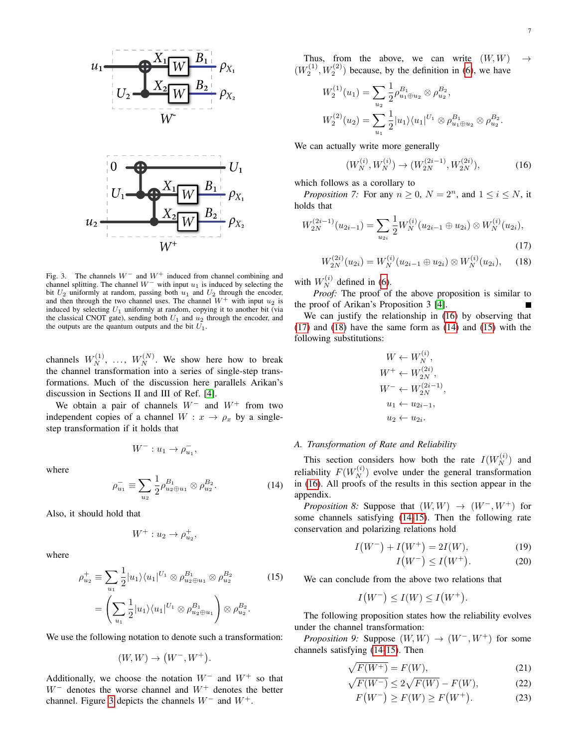Fig. 3. The channels $W^-$ and $W^+$ induced from channel combining and channel splitting. The channel $W^-$ with input $u_1$ is induced by selecting the bit $U_2$ uniformly at random, passing both $u_1$ and $U_2$ through the encoder, and then through the two channel uses. The channel $W^+$ with input $u_2$ is induced by selecting $U_1$ uniformly at random, copying it to another bit (via the classical CNOT gate), sending both $U_1$ and $u_2$ through the encoder, and the outputs are the quantum outputs and the bit $U_1$.

channels $W_N^{(1)}$, …, $W_N^{(N)}$. We show here how to break the channel transformation into a series of single-step transformations. Much of the discussion here parallels Arikan's discussion in Sections II and III of Ref. [4].

We obtain a pair of channels $W^-$ and $W^+$ from two independent copies of a channel $W : x \to \rho_x$ by a single-step transformation if it holds that

$$W^- : u_1 \to \rho^-_{u_1},$$

where

$$\rho^-_{u_1} \equiv \sum_{u_2} \frac{1}{2} \rho^{B_1}_{u_2 \oplus u_1} \otimes \rho^{B_2}_{u_2}. \tag{14}$$

Also, it should hold that

$$W^+ : u_2 \to \rho^+_{u_2},$$

where

$$\begin{aligned}\rho^+_{u_2} &\equiv \sum_{u_1} \frac{1}{2} |u_1\rangle\langle u_1|^{U_1} \otimes \rho^{B_1}_{u_2 \oplus u_1} \otimes \rho^{B_2}_{u_2} \qquad (15)\\ &= \left( \sum_{u_1} \frac{1}{2} |u_1\rangle\langle u_1|^{U_1} \otimes \rho^{B_1}_{u_2 \oplus u_1} \right) \otimes \rho^{B_2}_{u_2}.\end{aligned}$$

We use the following notation to denote such a transformation:

$$(W, W) \to (W^-, W^+).$$

Additionally, we choose the notation $W^-$ and $W^+$ so that $W^-$ denotes the worse channel and $W^+$ denotes the better channel. Figure 3 depicts the channels $W^-$ and $W^+$.

Thus, from the above, we can write $(W, W) \to (W_2^{(1)}, W_2^{(2)})$ because, by the definition in (6), we have

$$W_2^{(1)}(u_1) = \sum_{u_2} \frac{1}{2} \rho^{B_1}_{u_1 \oplus u_2} \otimes \rho^{B_2}_{u_2},$$

$$W_2^{(2)}(u_2) = \sum_{u_1} \frac{1}{2} |u_1\rangle\langle u_1|^{U_1} \otimes \rho^{B_1}_{u_1 \oplus u_2} \otimes \rho^{B_2}_{u_2}.$$

We can actually write more generally

$$(W_N^{(i)}, W_N^{(i)}) \to (W_{2N}^{(2i-1)}, W_{2N}^{(2i)}), \tag{16}$$

which follows as a corollary to

*Proposition 7:* For any $n \geq 0$, $N = 2^n$, and $1 \leq i \leq N$, it holds that

$$W_{2N}^{(2i-1)}(u_{2i-1}) = \sum_{u_{2i}} \frac{1}{2} W_N^{(i)}(u_{2i-1} \oplus u_{2i}) \otimes W_N^{(i)}(u_{2i}), \tag{17}$$

$$W_{2N}^{(2i)}(u_{2i}) = W_N^{(i)}(u_{2i-1} \oplus u_{2i}) \otimes W_N^{(i)}(u_{2i}), \tag{18}$$

with $W_N^{(i)}$ defined in (6).

*Proof:* The proof of the above proposition is similar to the proof of Arikan's Proposition 3 [4]. ∎

We can justify the relationship in (16) by observing that (17) and (18) have the same form as (14) and (15) with the following substitutions:

$$\begin{aligned} W &\leftarrow W_N^{(i)}, \\ W^+ &\leftarrow W_{2N}^{(2i)}, \\ W^- &\leftarrow W_{2N}^{(2i-1)}, \\ u_1 &\leftarrow u_{2i-1}, \\ u_2 &\leftarrow u_{2i}. \end{aligned}$$

### A. Transformation of Rate and Reliability

This section considers how both the rate $I(W_N^{(i)})$ and reliability $F(W_N^{(i)})$ evolve under the general transformation in (16). All proofs of the results in this section appear in the appendix.

*Proposition 8:* Suppose that $(W, W) \to (W^-, W^+)$ for some channels satisfying (14-15). Then the following rate conservation and polarizing relations hold

$$I(W^-) + I(W^+) = 2I(W), \tag{19}$$

$$I(W^-) \leq I(W^+). \tag{20}$$

We can conclude from the above two relations that

$$I(W^-) \leq I(W) \leq I(W^+).$$

The following proposition states how the reliability evolves under the channel transformation:

*Proposition 9:* Suppose $(W, W) \to (W^-, W^+)$ for some channels satisfying (14-15). Then

$$\sqrt{F(W^+)} = F(W), \tag{21}$$

$$\sqrt{F(W^-)} \leq 2\sqrt{F(W)} - F(W), \tag{22}$$

$$F(W^-) \geq F(W) \geq F(W^+). \tag{23}$$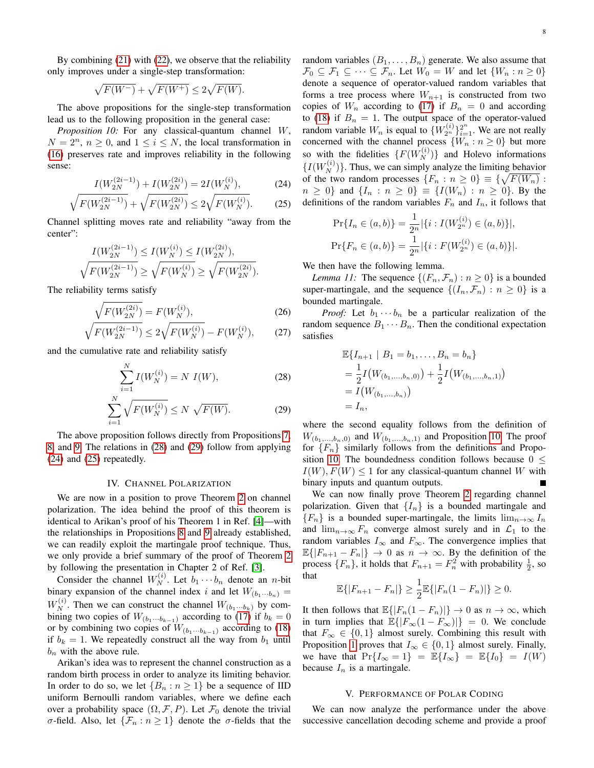By combining (21) with (22), we observe that the reliability only improves under a single-step transformation:

$$\sqrt{F(W^{-})} + \sqrt{F(W^{+})} \leq 2\sqrt{F(W)}.$$

The above propositions for the single-step transformation lead us to the following proposition in the general case:

*Proposition 10:* For any classical-quantum channel $W$, $N = 2^n$, $n \geq 0$, and $1 \leq i \leq N$, the local transformation in (16) preserves rate and improves reliability in the following sense:

$$I(W_{2N}^{(2i-1)}) + I(W_{2N}^{(2i)}) = 2I(W_N^{(i)}), \tag{24}$$

$$\sqrt{F(W_{2N}^{(2i-1)})} + \sqrt{F(W_{2N}^{(2i)})} \leq 2\sqrt{F(W_N^{(i)})}. \tag{25}$$

Channel splitting moves rate and reliability "away from the center":

$$I(W_{2N}^{(2i-1)}) \leq I(W_N^{(i)}) \leq I(W_{2N}^{(2i)}),$$

$$\sqrt{F(W_{2N}^{(2i-1)})} \geq \sqrt{F(W_N^{(i)})} \geq \sqrt{F(W_{2N}^{(2i)})}.$$

The reliability terms satisfy

$$\sqrt{F(W_{2N}^{(2i)})} = F(W_N^{(i)}), \tag{26}$$

$$\sqrt{F(W_{2N}^{(2i-1)})} \leq 2\sqrt{F(W_N^{(i)})} - F(W_N^{(i)}), \tag{27}$$

and the cumulative rate and reliability satisfy

$$\sum_{i=1}^{N} I(W_N^{(i)}) = N\ I(W), \tag{28}$$

$$\sum_{i=1}^{N} \sqrt{F(W_N^{(i)})} \leq N\ \sqrt{F(W)}. \tag{29}$$

The above proposition follows directly from Propositions 7, 8, and 9. The relations in (28) and (29) follow from applying (24) and (25) repeatedly.

## IV. Channel Polarization

We are now in a position to prove Theorem 2 on channel polarization. The idea behind the proof of this theorem is identical to Arikan's proof of his Theorem 1 in Ref. [4]—with the relationships in Propositions 8 and 9 already established, we can readily exploit the martingale proof technique. Thus, we only provide a brief summary of the proof of Theorem 2 by following the presentation in Chapter 2 of Ref. [3].

Consider the channel $W_N^{(i)}$. Let $b_1 \cdots b_n$ denote an $n$-bit binary expansion of the channel index $i$ and let $W_{(b_1 \cdots b_n)} = W_N^{(i)}$. Then we can construct the channel $W_{(b_1 \cdots b_k)}$ by combining two copies of $W_{(b_1 \cdots b_{k-1})}$ according to (17) if $b_k = 0$ or by combining two copies of $W_{(b_1 \cdots b_{k-1})}$ according to (18) if $b_k = 1$. We repeatedly construct all the way from $b_1$ until $b_n$ with the above rule.

Arikan's idea was to represent the channel construction as a random birth process in order to analyze its limiting behavior. In order to do so, we let $\{B_n : n \geq 1\}$ be a sequence of IID uniform Bernoulli random variables, where we define each over a probability space $(\Omega, \mathcal{F}, P)$. Let $\mathcal{F}_0$ denote the trivial $\sigma$-field. Also, let $\{\mathcal{F}_n : n \geq 1\}$ denote the $\sigma$-fields that the random variables $(B_1, \ldots, B_n)$ generate. We also assume that $\mathcal{F}_0 \subseteq \mathcal{F}_1 \subseteq \cdots \subseteq \mathcal{F}_n$. Let $W_0 = W$ and let $\{W_n : n \geq 0\}$ denote a sequence of operator-valued random variables that forms a tree process where $W_{n+1}$ is constructed from two copies of $W_n$ according to (17) if $B_n = 0$ and according to (18) if $B_n = 1$. The output space of the operator-valued random variable $W_n$ is equal to $\{W_{2^n}^{(i)}\}_{i=1}^{2^n}$. We are not really concerned with the channel process $\{W_n : n \geq 0\}$ but more so with the fidelities $\{F(W_N^{(i)})\}$ and Holevo informations $\{I(W_N^{(i)})\}$. Thus, we can simply analyze the limiting behavior of the two random processes $\{F_n : n \geq 0\} \equiv \{\sqrt{F(W_n)} : n \geq 0\}$ and $\{I_n : n \geq 0\} \equiv \{I(W_n) : n \geq 0\}$. By the definitions of the random variables $F_n$ and $I_n$, it follows that

$$\Pr\{I_n \in (a,b)\} = \frac{1}{2^n}|\{i : I(W_{2^n}^{(i)}) \in (a,b)\}|,$$

$$\Pr\{F_n \in (a,b)\} = \frac{1}{2^n}|\{i : F(W_{2^n}^{(i)}) \in (a,b)\}|.$$

We then have the following lemma.

*Lemma 11:* The sequence $\{(F_n, \mathcal{F}_n) : n \geq 0\}$ is a bounded super-martingale, and the sequence $\{(I_n, \mathcal{F}_n) : n \geq 0\}$ is a bounded martingale.

*Proof:* Let $b_1 \cdots b_n$ be a particular realization of the random sequence $B_1 \cdots B_n$. Then the conditional expectation satisfies

$$\begin{aligned}
&\mathbb{E}\{I_{n+1} \mid B_1 = b_1, \ldots, B_n = b_n\} \\
&= \frac{1}{2}I\big(W_{(b_1,\ldots,b_n,0)}\big) + \frac{1}{2}I\big(W_{(b_1,\ldots,b_n,1)}\big) \\
&= I\big(W_{(b_1,\ldots,b_n)}\big) \\
&= I_n,
\end{aligned}$$

where the second equality follows from the definition of $W_{(b_1,\ldots,b_n,0)}$ and $W_{(b_1,\ldots,b_n,1)}$ and Proposition 10. The proof for $\{F_n\}$ similarly follows from the definitions and Proposition 10. The boundedness condition follows because $0 \leq I(W), F(W) \leq 1$ for any classical-quantum channel $W$ with binary inputs and quantum outputs. ∎

We can now finally prove Theorem 2 regarding channel polarization. Given that $\{I_n\}$ is a bounded martingale and $\{F_n\}$ is a bounded super-martingale, the limits $\lim_{n\to\infty} I_n$ and $\lim_{n\to\infty} F_n$ converge almost surely and in $\mathcal{L}_1$ to the random variables $I_\infty$ and $F_\infty$. The convergence implies that $\mathbb{E}\{|F_{n+1} - F_n|\} \to 0$ as $n \to \infty$. By the definition of the process $\{F_n\}$, it holds that $F_{n+1} = F_n^2$ with probability $\frac{1}{2}$, so that

$$\mathbb{E}\{|F_{n+1} - F_n|\} \geq \frac{1}{2}\mathbb{E}\{|F_n(1 - F_n)|\} \geq 0.$$

It then follows that $\mathbb{E}\{|F_n(1 - F_n)|\} \to 0$ as $n \to \infty$, which in turn implies that $\mathbb{E}\{|F_\infty(1 - F_\infty)|\} = 0$. We conclude that $F_\infty \in \{0,1\}$ almost surely. Combining this result with Proposition 1 proves that $I_\infty \in \{0,1\}$ almost surely. Finally, we have that $\Pr\{I_\infty = 1\} = \mathbb{E}\{I_\infty\} = \mathbb{E}\{I_0\} = I(W)$ because $I_n$ is a martingale.

## V. Performance of Polar Coding

We can now analyze the performance under the above successive cancellation decoding scheme and provide a proof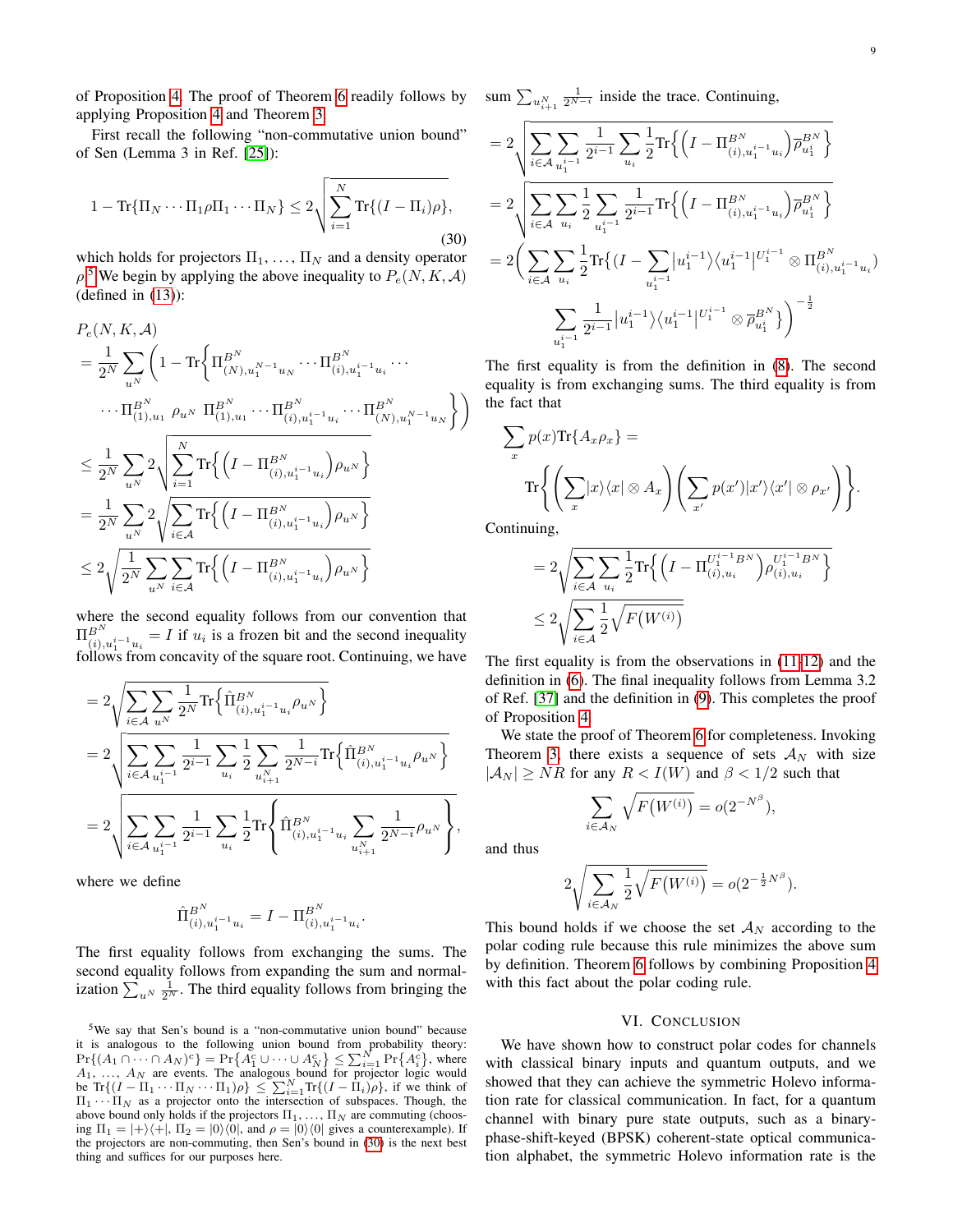of Proposition 4. The proof of Theorem 6 readily follows by applying Proposition 4 and Theorem 3.

First recall the following "non-commutative union bound" of Sen (Lemma 3 in Ref. [25]):

$$1 - \text{Tr}\{\Pi_N \cdots \Pi_1 \rho \Pi_1 \cdots \Pi_N\} \leq 2\sqrt{\sum_{i=1}^{N} \text{Tr}\{(I - \Pi_i)\rho\}}, \tag{30}$$

which holds for projectors $\Pi_1, \ldots, \Pi_N$ and a density operator $\rho$.[5] We begin by applying the above inequality to $P_e(N, K, \mathcal{A})$ (defined in (13)):

$$\begin{aligned}
&P_e(N, K, \mathcal{A}) \\
&= \frac{1}{2^N} \sum_{u^N} \Bigg(1 - \text{Tr}\Big\{\Pi^{B^N}_{(N), u_1^{N-1} u_N} \cdots \Pi^{B^N}_{(i), u_1^{i-1} u_i} \cdots \\
&\qquad \cdots \Pi^{B^N}_{(1), u_1} \, \rho_{u^N} \, \Pi^{B^N}_{(1), u_1} \cdots \Pi^{B^N}_{(i), u_1^{i-1} u_i} \cdots \Pi^{B^N}_{(N), u_1^{N-1} u_N}\Big\}\Bigg) \\
&\leq \frac{1}{2^N} \sum_{u^N} 2\sqrt{\sum_{i=1}^{N} \text{Tr}\Big\{\Big(I - \Pi^{B^N}_{(i), u_1^{i-1} u_i}\Big)\rho_{u^N}\Big\}} \\
&= \frac{1}{2^N} \sum_{u^N} 2\sqrt{\sum_{i \in \mathcal{A}} \text{Tr}\Big\{\Big(I - \Pi^{B^N}_{(i), u_1^{i-1} u_i}\Big)\rho_{u^N}\Big\}} \\
&\leq 2\sqrt{\frac{1}{2^N} \sum_{u^N} \sum_{i \in \mathcal{A}} \text{Tr}\Big\{\Big(I - \Pi^{B^N}_{(i), u_1^{i-1} u_i}\Big)\rho_{u^N}\Big\}}
\end{aligned}$$

where the second equality follows from our convention that $\Pi^{B^N}_{(i), u_1^{i-1} u_i} = I$ if $u_i$ is a frozen bit and the second inequality follows from concavity of the square root. Continuing, we have

$$\begin{aligned}
&= 2\sqrt{\sum_{i \in \mathcal{A}} \sum_{u^N} \frac{1}{2^N} \text{Tr}\Big\{\hat{\Pi}^{B^N}_{(i), u_1^{i-1} u_i} \rho_{u^N}\Big\}} \\
&= 2\sqrt{\sum_{i \in \mathcal{A}} \sum_{u_1^{i-1}} \frac{1}{2^{i-1}} \sum_{u_i} \frac{1}{2} \sum_{u_{i+1}^N} \frac{1}{2^{N-i}} \text{Tr}\Big\{\hat{\Pi}^{B^N}_{(i), u_1^{i-1} u_i} \rho_{u^N}\Big\}} \\
&= 2\sqrt{\sum_{i \in \mathcal{A}} \sum_{u_1^{i-1}} \frac{1}{2^{i-1}} \sum_{u_i} \frac{1}{2} \text{Tr}\Bigg\{\hat{\Pi}^{B^N}_{(i), u_1^{i-1} u_i} \sum_{u_{i+1}^N} \frac{1}{2^{N-i}} \rho_{u^N}\Bigg\}},
\end{aligned}$$

where we define

$$\hat{\Pi}^{B^N}_{(i), u_1^{i-1} u_i} = I - \Pi^{B^N}_{(i), u_1^{i-1} u_i}.$$

The first equality follows from exchanging the sums. The second equality follows from expanding the sum and normalization $\sum_{u^N} \frac{1}{2^N}$. The third equality follows from bringing the sum $\sum_{u_{i+1}^N} \frac{1}{2^{N-i}}$ inside the trace. Continuing,

$$\begin{aligned}
&= 2\sqrt{\sum_{i \in \mathcal{A}} \sum_{u_1^{i-1}} \frac{1}{2^{i-1}} \sum_{u_i} \frac{1}{2} \text{Tr}\Big\{\Big(I - \Pi^{B^N}_{(i), u_1^{i-1} u_i}\Big)\overline{\rho}^{B^N}_{u_1^i}\Big\}} \\
&= 2\sqrt{\sum_{i \in \mathcal{A}} \sum_{u_i} \frac{1}{2} \sum_{u_1^{i-1}} \frac{1}{2^{i-1}} \text{Tr}\Big\{\Big(I - \Pi^{B^N}_{(i), u_1^{i-1} u_i}\Big)\overline{\rho}^{B^N}_{u_1^i}\Big\}} \\
&= 2\Bigg(\sum_{i \in \mathcal{A}} \sum_{u_i} \frac{1}{2} \text{Tr}\{(I - \sum_{u_1^{i-1}} |u_1^{i-1}\rangle\langle u_1^{i-1}|^{U_1^{i-1}} \otimes \Pi^{B^N}_{(i), u_1^{i-1} u_i}) \\
&\qquad \sum_{u_1^{i-1}} \frac{1}{2^{i-1}} |u_1^{i-1}\rangle\langle u_1^{i-1}|^{U_1^{i-1}} \otimes \overline{\rho}^{B^N}_{u_1^i}\}\Bigg)^{-\frac{1}{2}}
\end{aligned}$$

The first equality is from the definition in (8). The second equality is from exchanging sums. The third equality is from the fact that

$$\sum_x p(x) \text{Tr}\{A_x \rho_x\} = \text{Tr}\Bigg\{\Bigg(\sum_x |x\rangle\langle x| \otimes A_x\Bigg)\Bigg(\sum_{x'} p(x')|x'\rangle\langle x'| \otimes \rho_{x'}\Bigg)\Bigg\}.$$

Continuing,

$$\begin{aligned}
&= 2\sqrt{\sum_{i \in \mathcal{A}} \sum_{u_i} \frac{1}{2} \text{Tr}\Big\{\Big(I - \Pi^{U_1^{i-1} B^N}_{(i), u_i}\Big)\rho^{U_1^{i-1} B^N}_{(i), u_i}\Big\}} \\
&\leq 2\sqrt{\sum_{i \in \mathcal{A}} \frac{1}{2} \sqrt{F(W^{(i)})}}
\end{aligned}$$

The first equality is from the observations in (11-12) and the definition in (6). The final inequality follows from Lemma 3.2 of Ref. [37] and the definition in (9). This completes the proof of Proposition 4.

We state the proof of Theorem 6 for completeness. Invoking Theorem 3, there exists a sequence of sets $\mathcal{A}_N$ with size $|\mathcal{A}_N| \geq NR$ for any $R < I(W)$ and $\beta < 1/2$ such that

$$\sum_{i \in \mathcal{A}_N} \sqrt{F(W^{(i)})} = o(2^{-N^\beta}),$$

and thus

$$2\sqrt{\sum_{i \in \mathcal{A}_N} \frac{1}{2} \sqrt{F(W^{(i)})}} = o(2^{-\frac{1}{2} N^\beta}).$$

This bound holds if we choose the set $\mathcal{A}_N$ according to the polar coding rule because this rule minimizes the above sum by definition. Theorem 6 follows by combining Proposition 4 with this fact about the polar coding rule.

## VI. Conclusion

We have shown how to construct polar codes for channels with classical binary inputs and quantum outputs, and we showed that they can achieve the symmetric Holevo information rate for classical communication. In fact, for a quantum channel with binary pure state outputs, such as a binary-phase-shift-keyed (BPSK) coherent-state optical communication alphabet, the symmetric Holevo information rate is the

---

[5] We say that Sen's bound is a "non-commutative union bound" because it is analogous to the following union bound from probability theory: $\Pr\{(A_1 \cap \cdots \cap A_N)^c\} = \Pr\{A_1^c \cup \cdots \cup A_N^c\} \leq \sum_{i=1}^N \Pr\{A_i^c\}$, where $A_1, \ldots, A_N$ are events. The analogous bound for projector logic would be $\text{Tr}\{(I - \Pi_1 \cdots \Pi_N \cdots \Pi_1)\rho\} \leq \sum_{i=1}^N \text{Tr}\{(I - \Pi_i)\rho\}$, if we think of $\Pi_1 \cdots \Pi_N$ as a projector onto the intersection of subspaces. Though, the above bound only holds if the projectors $\Pi_1, \ldots, \Pi_N$ are commuting (choosing $\Pi_1 = |+\rangle\langle+|$, $\Pi_2 = |0\rangle\langle 0|$, and $\rho = |0\rangle\langle 0|$ gives a counterexample). If the projectors are non-commuting, then Sen's bound in (30) is the next best thing and suffices for our purposes here.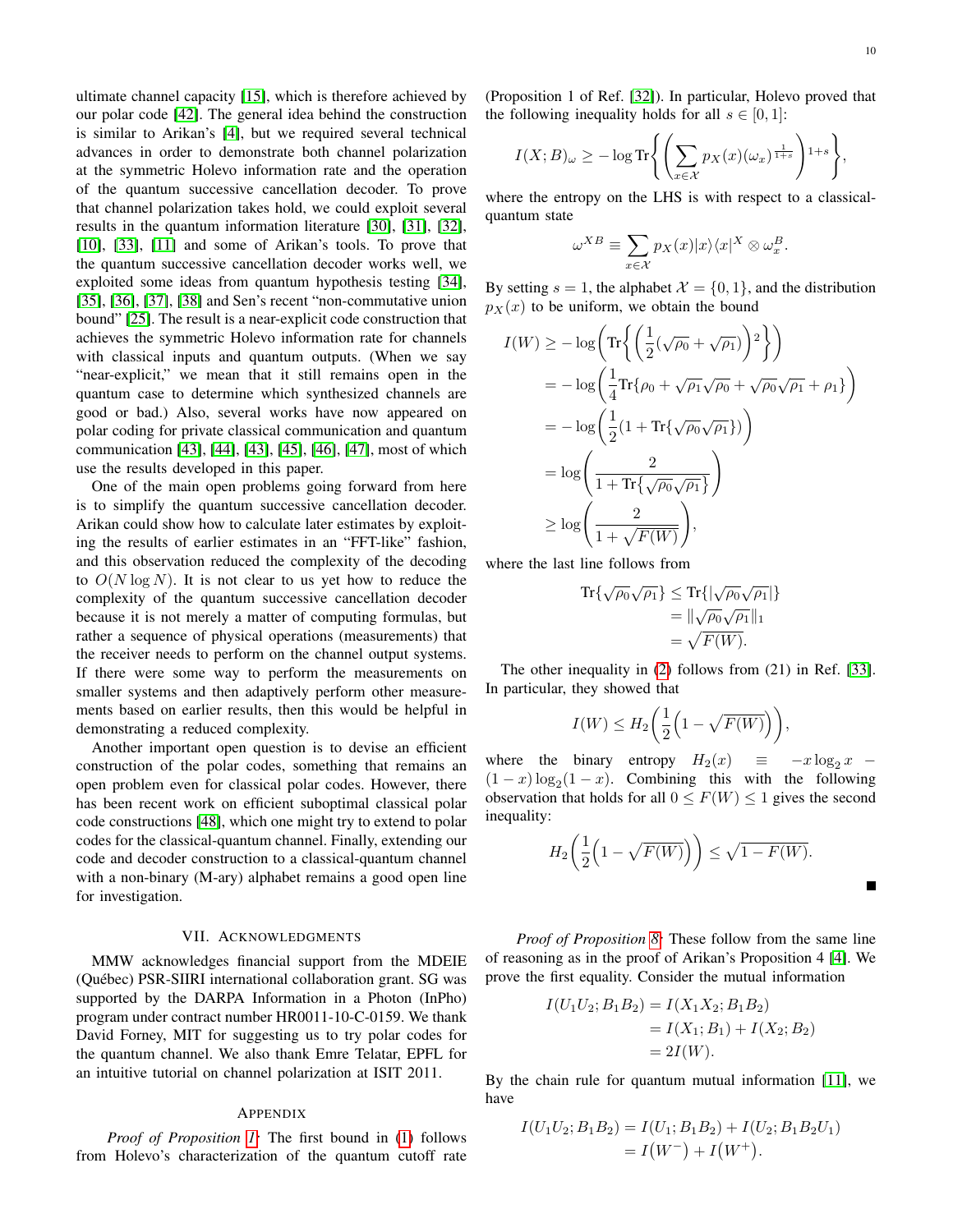ultimate channel capacity [15], which is therefore achieved by our polar code [42]. The general idea behind the construction is similar to Arikan's [4], but we required several technical advances in order to demonstrate both channel polarization at the symmetric Holevo information rate and the operation of the quantum successive cancellation decoder. To prove that channel polarization takes hold, we could exploit several results in the quantum information literature [30], [31], [32], [10], [33], [11] and some of Arikan's tools. To prove that the quantum successive cancellation decoder works well, we exploited some ideas from quantum hypothesis testing [34], [35], [36], [37], [38] and Sen's recent "non-commutative union bound" [25]. The result is a near-explicit code construction that achieves the symmetric Holevo information rate for channels with classical inputs and quantum outputs. (When we say "near-explicit," we mean that it still remains open in the quantum case to determine which synthesized channels are good or bad.) Also, several works have now appeared on polar coding for private classical communication and quantum communication [43], [44], [43], [45], [46], [47], most of which use the results developed in this paper.

One of the main open problems going forward from here is to simplify the quantum successive cancellation decoder. Arikan could show how to calculate later estimates by exploiting the results of earlier estimates in an "FFT-like" fashion, and this observation reduced the complexity of the decoding to $O(N \log N)$. It is not clear to us yet how to reduce the complexity of the quantum successive cancellation decoder because it is not merely a matter of computing formulas, but rather a sequence of physical operations (measurements) that the receiver needs to perform on the channel output systems. If there were some way to perform the measurements on smaller systems and then adaptively perform other measurements based on earlier results, then this would be helpful in demonstrating a reduced complexity.

Another important open question is to devise an efficient construction of the polar codes, something that remains an open problem even for classical polar codes. However, there has been recent work on efficient suboptimal classical polar code constructions [48], which one might try to extend to polar codes for the classical-quantum channel. Finally, extending our code and decoder construction to a classical-quantum channel with a non-binary (M-ary) alphabet remains a good open line for investigation.

## VII. Acknowledgments

MMW acknowledges financial support from the MDEIE (Québec) PSR-SIIRI international collaboration grant. SG was supported by the DARPA Information in a Photon (InPho) program under contract number HR0011-10-C-0159. We thank David Forney, MIT for suggesting us to try polar codes for the quantum channel. We also thank Emre Telatar, EPFL for an intuitive tutorial on channel polarization at ISIT 2011.

## Appendix

*Proof of Proposition 1:* The first bound in (1) follows from Holevo's characterization of the quantum cutoff rate (Proposition 1 of Ref. [32]). In particular, Holevo proved that the following inequality holds for all $s \in [0, 1]$:

$$I(X;B)_\omega \geq -\log \text{Tr}\left\{ \left( \sum_{x \in \mathcal{X}} p_X(x) (\omega_x)^{\frac{1}{1+s}} \right)^{1+s} \right\},$$

where the entropy on the LHS is with respect to a classical-quantum state

$$\omega^{XB} \equiv \sum_{x \in \mathcal{X}} p_X(x) |x\rangle\langle x|^X \otimes \omega_x^B.$$

By setting $s = 1$, the alphabet $\mathcal{X} = \{0, 1\}$, and the distribution $p_X(x)$ to be uniform, we obtain the bound

$$\begin{aligned}
I(W) &\geq -\log\left( \text{Tr}\left\{ \left( \frac{1}{2}(\sqrt{\rho_0} + \sqrt{\rho_1}) \right)^2 \right\} \right) \\
&= -\log\left( \frac{1}{4} \text{Tr}\{\rho_0 + \sqrt{\rho_1}\sqrt{\rho_0} + \sqrt{\rho_0}\sqrt{\rho_1} + \rho_1\} \right) \\
&= -\log\left( \frac{1}{2}(1 + \text{Tr}\{\sqrt{\rho_0}\sqrt{\rho_1}\}) \right) \\
&= \log\left( \frac{2}{1 + \text{Tr}\{\sqrt{\rho_0}\sqrt{\rho_1}\}} \right) \\
&\geq \log\left( \frac{2}{1 + \sqrt{F(W)}} \right),
\end{aligned}$$

where the last line follows from

$$\begin{aligned}
\text{Tr}\{\sqrt{\rho_0}\sqrt{\rho_1}\} &\leq \text{Tr}\{|\sqrt{\rho_0}\sqrt{\rho_1}|\} \\
&= \|\sqrt{\rho_0}\sqrt{\rho_1}\|_1 \\
&= \sqrt{F(W)}.
\end{aligned}$$

The other inequality in (2) follows from (21) in Ref. [33]. In particular, they showed that

$$I(W) \leq H_2\left( \frac{1}{2}\left(1 - \sqrt{F(W)}\right) \right),$$

where the binary entropy $H_2(x) \equiv -x \log_2 x - (1 - x) \log_2(1 - x)$. Combining this with the following observation that holds for all $0 \leq F(W) \leq 1$ gives the second inequality:

$$H_2\left( \frac{1}{2}\left(1 - \sqrt{F(W)}\right) \right) \leq \sqrt{1 - F(W)}.$$

■

*Proof of Proposition 8:* These follow from the same line of reasoning as in the proof of Arikan's Proposition 4 [4]. We prove the first equality. Consider the mutual information

$$\begin{aligned}
I(U_1 U_2; B_1 B_2) &= I(X_1 X_2; B_1 B_2) \\
&= I(X_1; B_1) + I(X_2; B_2) \\
&= 2I(W).
\end{aligned}$$

By the chain rule for quantum mutual information [11], we have

$$\begin{aligned}
I(U_1 U_2; B_1 B_2) &= I(U_1; B_1 B_2) + I(U_2; B_1 B_2 U_1) \\
&= I(W^-) + I(W^+).
\end{aligned}$$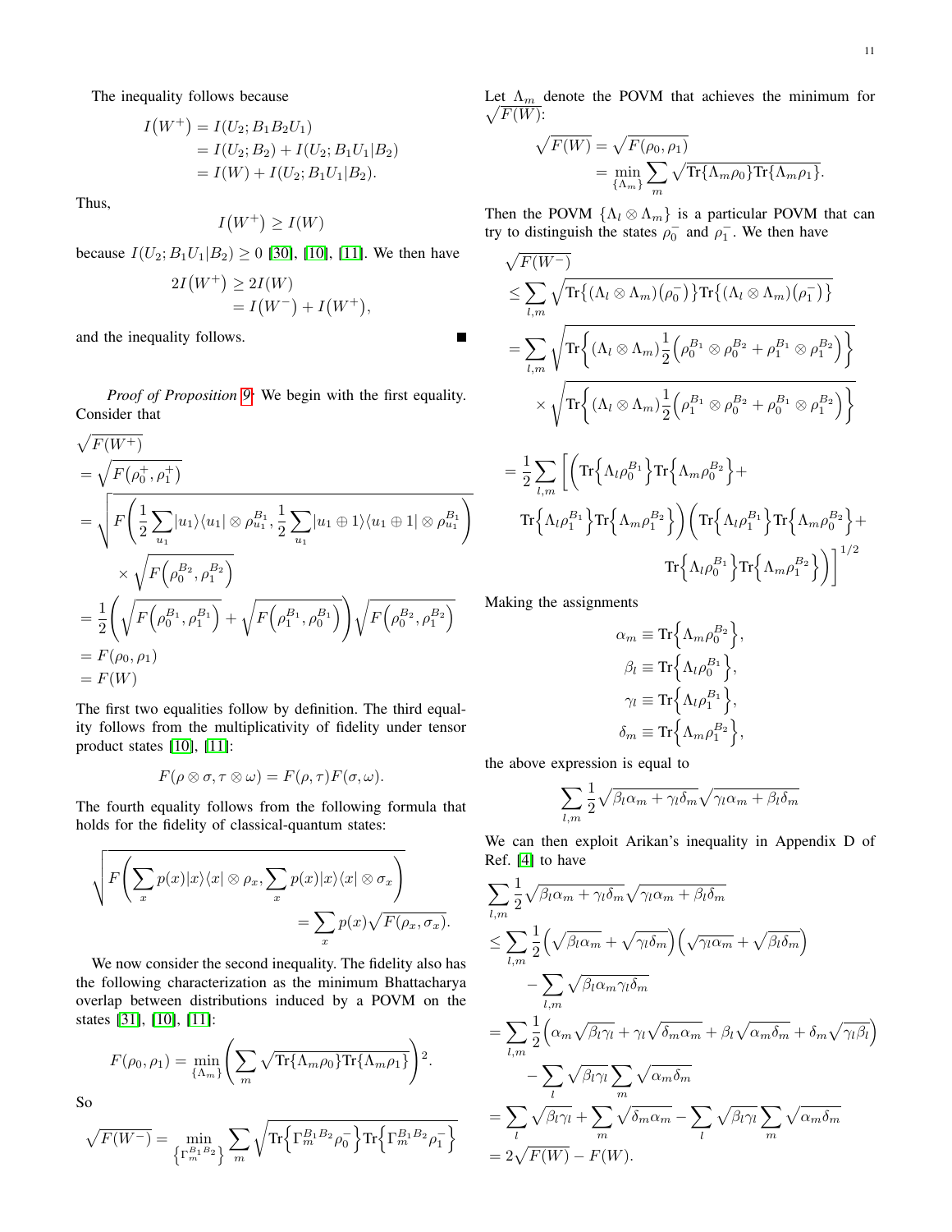The inequality follows because

$$
\begin{aligned}
I(W^+) &= I(U_2; B_1 B_2 U_1) \\
&= I(U_2; B_2) + I(U_2; B_1 U_1 | B_2) \\
&= I(W) + I(U_2; B_1 U_1 | B_2).
\end{aligned}
$$

Thus,

$$
I(W^+) \geq I(W)
$$

because $I(U_2; B_1 U_1 | B_2) \geq 0$ [30], [10], [11]. We then have

$$
\begin{aligned}
2I(W^+) &\geq 2I(W) \\
&= I(W^-) + I(W^+),
\end{aligned}
$$

and the inequality follows. ■

*Proof of Proposition 9:* We begin with the first equality. Consider that

$$
\begin{aligned}
&\sqrt{F(W^+)} \\
&= \sqrt{F(\rho_0^+, \rho_1^+)} \\
&= \sqrt{F\left(\frac{1}{2}\sum_{u_1} |u_1\rangle\langle u_1| \otimes \rho_{u_1}^{B_1}, \frac{1}{2}\sum_{u_1} |u_1 \oplus 1\rangle\langle u_1 \oplus 1| \otimes \rho_{u_1}^{B_1}\right)} \\
&\quad \times \sqrt{F\left(\rho_0^{B_2}, \rho_1^{B_2}\right)} \\
&= \frac{1}{2}\left(\sqrt{F\left(\rho_0^{B_1}, \rho_1^{B_1}\right)} + \sqrt{F\left(\rho_1^{B_1}, \rho_0^{B_1}\right)}\right)\sqrt{F\left(\rho_0^{B_2}, \rho_1^{B_2}\right)} \\
&= F(\rho_0, \rho_1) \\
&= F(W)
\end{aligned}
$$

The first two equalities follow by definition. The third equality follows from the multiplicativity of fidelity under tensor product states [10], [11]:

$$
F(\rho \otimes \sigma, \tau \otimes \omega) = F(\rho, \tau) F(\sigma, \omega).
$$

The fourth equality follows from the following formula that holds for the fidelity of classical-quantum states:

$$
\sqrt{F\left(\sum_x p(x)|x\rangle\langle x| \otimes \rho_x, \sum_x p(x)|x\rangle\langle x| \otimes \sigma_x\right)} = \sum_x p(x)\sqrt{F(\rho_x, \sigma_x)}.
$$

We now consider the second inequality. The fidelity also has the following characterization as the minimum Bhattacharya overlap between distributions induced by a POVM on the states [31], [10], [11]:

$$
F(\rho_0, \rho_1) = \min_{\{\Lambda_m\}} \left(\sum_m \sqrt{\text{Tr}\{\Lambda_m \rho_0\}\text{Tr}\{\Lambda_m \rho_1\}}\right)^2.
$$

So

$$
\sqrt{F(W^-)} = \min_{\left\{\Gamma_m^{B_1 B_2}\right\}} \sum_m \sqrt{\text{Tr}\left\{\Gamma_m^{B_1 B_2} \rho_0^-\right\}\text{Tr}\left\{\Gamma_m^{B_1 B_2} \rho_1^-\right\}}
$$

Let $\Lambda_m$ denote the POVM that achieves the minimum for $\sqrt{F(W)}$:

$$
\begin{aligned}
\sqrt{F(W)} &= \sqrt{F(\rho_0, \rho_1)} \\
&= \min_{\{\Lambda_m\}} \sum_m \sqrt{\text{Tr}\{\Lambda_m \rho_0\}\text{Tr}\{\Lambda_m \rho_1\}}.
\end{aligned}
$$

Then the POVM $\{\Lambda_l \otimes \Lambda_m\}$ is a particular POVM that can try to distinguish the states $\rho_0^-$ and $\rho_1^-$. We then have

$$
\begin{aligned}
&\sqrt{F(W^-)} \\
&\leq \sum_{l,m} \sqrt{\text{Tr}\{(\Lambda_l \otimes \Lambda_m)(\rho_0^-)\}\text{Tr}\{(\Lambda_l \otimes \Lambda_m)(\rho_1^-)\}} \\
&= \sum_{l,m} \sqrt{\text{Tr}\left\{(\Lambda_l \otimes \Lambda_m)\frac{1}{2}\left(\rho_0^{B_1} \otimes \rho_0^{B_2} + \rho_1^{B_1} \otimes \rho_1^{B_2}\right)\right\}} \\
&\quad \times \sqrt{\text{Tr}\left\{(\Lambda_l \otimes \Lambda_m)\frac{1}{2}\left(\rho_1^{B_1} \otimes \rho_0^{B_2} + \rho_0^{B_1} \otimes \rho_1^{B_2}\right)\right\}} \\
&= \frac{1}{2}\sum_{l,m}\Bigg[\left(\text{Tr}\left\{\Lambda_l \rho_0^{B_1}\right\}\text{Tr}\left\{\Lambda_m \rho_0^{B_2}\right\} + \text{Tr}\left\{\Lambda_l \rho_1^{B_1}\right\}\text{Tr}\left\{\Lambda_m \rho_1^{B_2}\right\}\right) \\
&\quad \left(\text{Tr}\left\{\Lambda_l \rho_1^{B_1}\right\}\text{Tr}\left\{\Lambda_m \rho_0^{B_2}\right\} + \text{Tr}\left\{\Lambda_l \rho_0^{B_1}\right\}\text{Tr}\left\{\Lambda_m \rho_1^{B_2}\right\}\right)\Bigg]^{1/2}
\end{aligned}
$$

Making the assignments

$$
\begin{aligned}
\alpha_m &\equiv \text{Tr}\left\{\Lambda_m \rho_0^{B_2}\right\}, \\
\beta_l &\equiv \text{Tr}\left\{\Lambda_l \rho_0^{B_1}\right\}, \\
\gamma_l &\equiv \text{Tr}\left\{\Lambda_l \rho_1^{B_1}\right\}, \\
\delta_m &\equiv \text{Tr}\left\{\Lambda_m \rho_1^{B_2}\right\},
\end{aligned}
$$

the above expression is equal to

$$
\sum_{l,m} \frac{1}{2}\sqrt{\beta_l \alpha_m + \gamma_l \delta_m}\sqrt{\gamma_l \alpha_m + \beta_l \delta_m}
$$

We can then exploit Arikan's inequality in Appendix D of Ref. [4] to have

$$
\begin{aligned}
&\sum_{l,m} \frac{1}{2}\sqrt{\beta_l \alpha_m + \gamma_l \delta_m}\sqrt{\gamma_l \alpha_m + \beta_l \delta_m} \\
&\leq \sum_{l,m} \frac{1}{2}\left(\sqrt{\beta_l \alpha_m} + \sqrt{\gamma_l \delta_m}\right)\left(\sqrt{\gamma_l \alpha_m} + \sqrt{\beta_l \delta_m}\right) \\
&\quad - \sum_{l,m} \sqrt{\beta_l \alpha_m \gamma_l \delta_m} \\
&= \sum_{l,m} \frac{1}{2}\left(\alpha_m \sqrt{\beta_l \gamma_l} + \gamma_l \sqrt{\delta_m \alpha_m} + \beta_l \sqrt{\alpha_m \delta_m} + \delta_m \sqrt{\gamma_l \beta_l}\right) \\
&\quad - \sum_l \sqrt{\beta_l \gamma_l} \sum_m \sqrt{\alpha_m \delta_m} \\
&= \sum_l \sqrt{\beta_l \gamma_l} + \sum_m \sqrt{\delta_m \alpha_m} - \sum_l \sqrt{\beta_l \gamma_l} \sum_m \sqrt{\alpha_m \delta_m} \\
&= 2\sqrt{F(W)} - F(W).
\end{aligned}
$$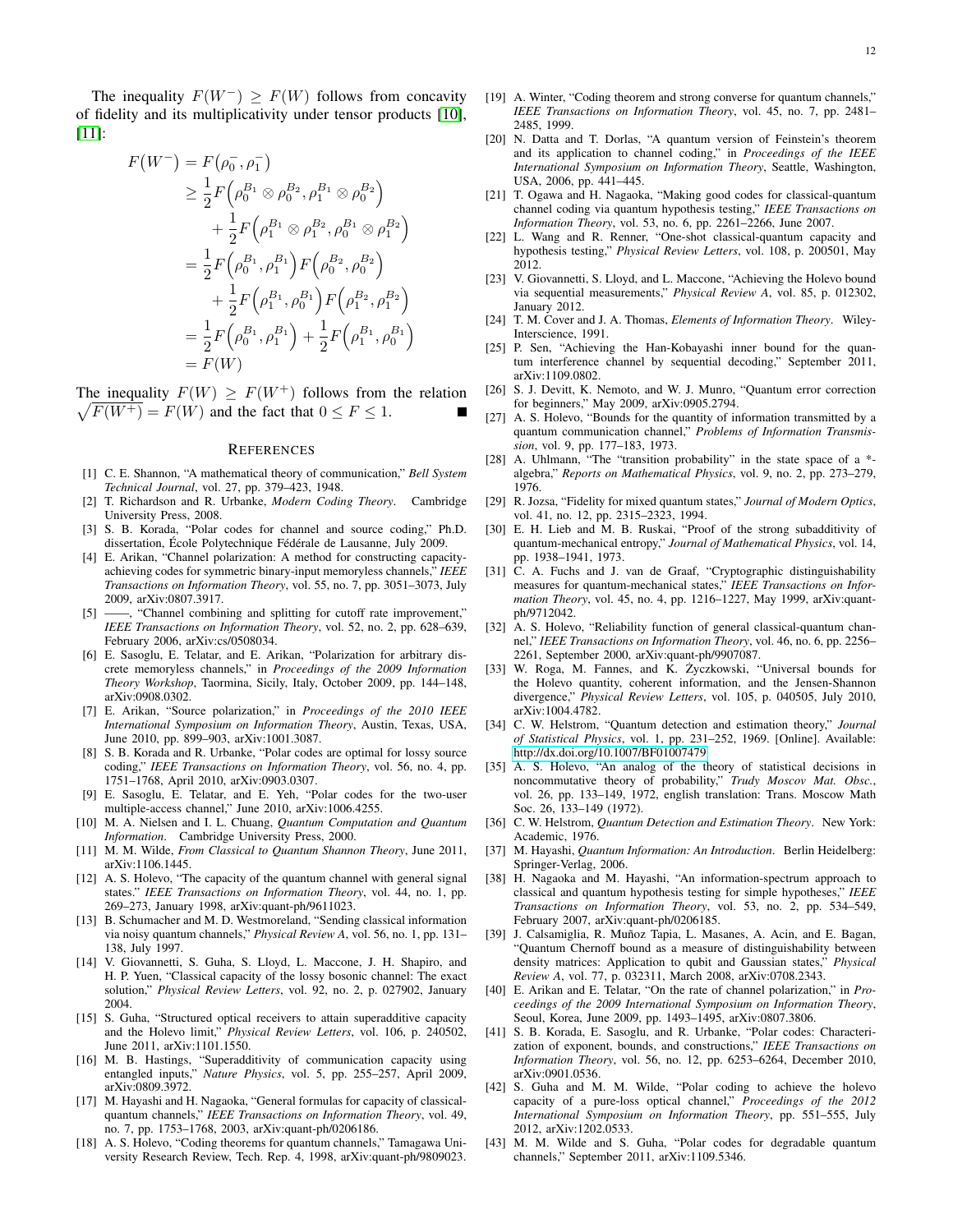The inequality $F(W^-) \geq F(W)$ follows from concavity of fidelity and its multiplicativity under tensor products [10], [11]:

$$
\begin{aligned}
F(W^-) &= F(\rho_0^-, \rho_1^-) \\
&\geq \frac{1}{2} F\Big(\rho_0^{B_1} \otimes \rho_0^{B_2}, \rho_1^{B_1} \otimes \rho_0^{B_2}\Big) \\
&\quad + \frac{1}{2} F\Big(\rho_1^{B_1} \otimes \rho_1^{B_2}, \rho_0^{B_1} \otimes \rho_1^{B_2}\Big) \\
&= \frac{1}{2} F\Big(\rho_0^{B_1}, \rho_1^{B_1}\Big) F\Big(\rho_0^{B_2}, \rho_0^{B_2}\Big) \\
&\quad + \frac{1}{2} F\Big(\rho_1^{B_1}, \rho_0^{B_1}\Big) F\Big(\rho_1^{B_2}, \rho_1^{B_2}\Big) \\
&= \frac{1}{2} F\Big(\rho_0^{B_1}, \rho_1^{B_1}\Big) + \frac{1}{2} F\Big(\rho_1^{B_1}, \rho_0^{B_1}\Big) \\
&= F(W)
\end{aligned}
$$

The inequality $F(W) \geq F(W^+)$ follows from the relation $\sqrt{F(W^+)} = F(W)$ and the fact that $0 \leq F \leq 1$. ■

## References

[1] C. E. Shannon, "A mathematical theory of communication," *Bell System Technical Journal*, vol. 27, pp. 379–423, 1948.

[2] T. Richardson and R. Urbanke, *Modern Coding Theory*. Cambridge University Press, 2008.

[3] S. B. Korada, "Polar codes for channel and source coding," Ph.D. dissertation, École Polytechnique Fédérale de Lausanne, July 2009.

[4] E. Arikan, "Channel polarization: A method for constructing capacity-achieving codes for symmetric binary-input memoryless channels," *IEEE Transactions on Information Theory*, vol. 55, no. 7, pp. 3051–3073, July 2009, arXiv:0807.3917.

[5] ——, "Channel combining and splitting for cutoff rate improvement," *IEEE Transactions on Information Theory*, vol. 52, no. 2, pp. 628–639, February 2006, arXiv:cs/0508034.

[6] E. Sasoglu, E. Telatar, and E. Arikan, "Polarization for arbitrary discrete memoryless channels," in *Proceedings of the 2009 Information Theory Workshop*, Taormina, Sicily, Italy, October 2009, pp. 144–148, arXiv:0908.0302.

[7] E. Arikan, "Source polarization," in *Proceedings of the 2010 IEEE International Symposium on Information Theory*, Austin, Texas, USA, June 2010, pp. 899–903, arXiv:1001.3087.

[8] S. B. Korada and R. Urbanke, "Polar codes are optimal for lossy source coding," *IEEE Transactions on Information Theory*, vol. 56, no. 4, pp. 1751–1768, April 2010, arXiv:0903.0307.

[9] E. Sasoglu, E. Telatar, and E. Yeh, "Polar codes for the two-user multiple-access channel," June 2010, arXiv:1006.4255.

[10] M. A. Nielsen and I. L. Chuang, *Quantum Computation and Quantum Information*. Cambridge University Press, 2000.

[11] M. M. Wilde, *From Classical to Quantum Shannon Theory*, June 2011, arXiv:1106.1445.

[12] A. S. Holevo, "The capacity of the quantum channel with general signal states," *IEEE Transactions on Information Theory*, vol. 44, no. 1, pp. 269–273, January 1998, arXiv:quant-ph/9611023.

[13] B. Schumacher and M. D. Westmoreland, "Sending classical information via noisy quantum channels," *Physical Review A*, vol. 56, no. 1, pp. 131–138, July 1997.

[14] V. Giovannetti, S. Guha, S. Lloyd, L. Maccone, J. H. Shapiro, and H. P. Yuen, "Classical capacity of the lossy bosonic channel: The exact solution," *Physical Review Letters*, vol. 92, no. 2, p. 027902, January 2004.

[15] S. Guha, "Structured optical receivers to attain superadditive capacity and the Holevo limit," *Physical Review Letters*, vol. 106, p. 240502, June 2011, arXiv:1101.1550.

[16] M. B. Hastings, "Superadditivity of communication capacity using entangled inputs," *Nature Physics*, vol. 5, pp. 255–257, April 2009, arXiv:0809.3972.

[17] M. Hayashi and H. Nagaoka, "General formulas for capacity of classical-quantum channels," *IEEE Transactions on Information Theory*, vol. 49, no. 7, pp. 1753–1768, 2003, arXiv:quant-ph/0206186.

[18] A. S. Holevo, "Coding theorems for quantum channels," Tamagawa University Research Review, Tech. Rep. 4, 1998, arXiv:quant-ph/9809023.

[19] A. Winter, "Coding theorem and strong converse for quantum channels," *IEEE Transactions on Information Theory*, vol. 45, no. 7, pp. 2481–2485, 1999.

[20] N. Datta and T. Dorlas, "A quantum version of Feinstein's theorem and its application to channel coding," in *Proceedings of the IEEE International Symposium on Information Theory*, Seattle, Washington, USA, 2006, pp. 441–445.

[21] T. Ogawa and H. Nagaoka, "Making good codes for classical-quantum channel coding via quantum hypothesis testing," *IEEE Transactions on Information Theory*, vol. 53, no. 6, pp. 2261–2266, June 2007.

[22] L. Wang and R. Renner, "One-shot classical-quantum capacity and hypothesis testing," *Physical Review Letters*, vol. 108, p. 200501, May 2012.

[23] V. Giovannetti, S. Lloyd, and L. Maccone, "Achieving the Holevo bound via sequential measurements," *Physical Review A*, vol. 85, p. 012302, January 2012.

[24] T. M. Cover and J. A. Thomas, *Elements of Information Theory*. Wiley-Interscience, 1991.

[25] P. Sen, "Achieving the Han-Kobayashi inner bound for the quantum interference channel by sequential decoding," September 2011, arXiv:1109.0802.

[26] S. J. Devitt, K. Nemoto, and W. J. Munro, "Quantum error correction for beginners," May 2009, arXiv:0905.2794.

[27] A. S. Holevo, "Bounds for the quantity of information transmitted by a quantum communication channel," *Problems of Information Transmission*, vol. 9, pp. 177–183, 1973.

[28] A. Uhlmann, "The "transition probability" in the state space of a *-algebra," *Reports on Mathematical Physics*, vol. 9, no. 2, pp. 273–279, 1976.

[29] R. Jozsa, "Fidelity for mixed quantum states," *Journal of Modern Optics*, vol. 41, no. 12, pp. 2315–2323, 1994.

[30] E. H. Lieb and M. B. Ruskai, "Proof of the strong subadditivity of quantum-mechanical entropy," *Journal of Mathematical Physics*, vol. 14, pp. 1938–1941, 1973.

[31] C. A. Fuchs and J. van de Graaf, "Cryptographic distinguishability measures for quantum-mechanical states," *IEEE Transactions on Information Theory*, vol. 45, no. 4, pp. 1216–1227, May 1999, arXiv:quant-ph/9712042.

[32] A. S. Holevo, "Reliability function of general classical-quantum channel," *IEEE Transactions on Information Theory*, vol. 46, no. 6, pp. 2256–2261, September 2000, arXiv:quant-ph/9907087.

[33] W. Roga, M. Fannes, and K. Życzkowski, "Universal bounds for the Holevo quantity, coherent information, and the Jensen-Shannon divergence," *Physical Review Letters*, vol. 105, p. 040505, July 2010, arXiv:1004.4782.

[34] C. W. Helstrom, "Quantum detection and estimation theory," *Journal of Statistical Physics*, vol. 1, pp. 231–252, 1969. [Online]. Available: http://dx.doi.org/10.1007/BF01007479

[35] A. S. Holevo, "An analog of the theory of statistical decisions in noncommutative theory of probability," *Trudy Moscow Mat. Obsc.*, vol. 26, pp. 133–149, 1972, english translation: Trans. Moscow Math Soc. 26, 133–149 (1972).

[36] C. W. Helstrom, *Quantum Detection and Estimation Theory*. New York: Academic, 1976.

[37] M. Hayashi, *Quantum Information: An Introduction*. Berlin Heidelberg: Springer-Verlag, 2006.

[38] H. Nagaoka and M. Hayashi, "An information-spectrum approach to classical and quantum hypothesis testing for simple hypotheses," *IEEE Transactions on Information Theory*, vol. 53, no. 2, pp. 534–549, February 2007, arXiv:quant-ph/0206185.

[39] J. Calsamiglia, R. Muñoz Tapia, L. Masanes, A. Acin, and E. Bagan, "Quantum Chernoff bound as a measure of distinguishability between density matrices: Application to qubit and Gaussian states," *Physical Review A*, vol. 77, p. 032311, March 2008, arXiv:0708.2343.

[40] E. Arikan and E. Telatar, "On the rate of channel polarization," in *Proceedings of the 2009 International Symposium on Information Theory*, Seoul, Korea, June 2009, pp. 1493–1495, arXiv:0807.3806.

[41] S. B. Korada, E. Sasoglu, and R. Urbanke, "Polar codes: Characterization of exponent, bounds, and constructions," *IEEE Transactions on Information Theory*, vol. 56, no. 12, pp. 6253–6264, December 2010, arXiv:0901.0536.

[42] S. Guha and M. M. Wilde, "Polar coding to achieve the holevo capacity of a pure-loss optical channel," *Proceedings of the 2012 International Symposium on Information Theory*, pp. 551–555, July 2012, arXiv:1202.0533.

[43] M. M. Wilde and S. Guha, "Polar codes for degradable quantum channels," September 2011, arXiv:1109.5346.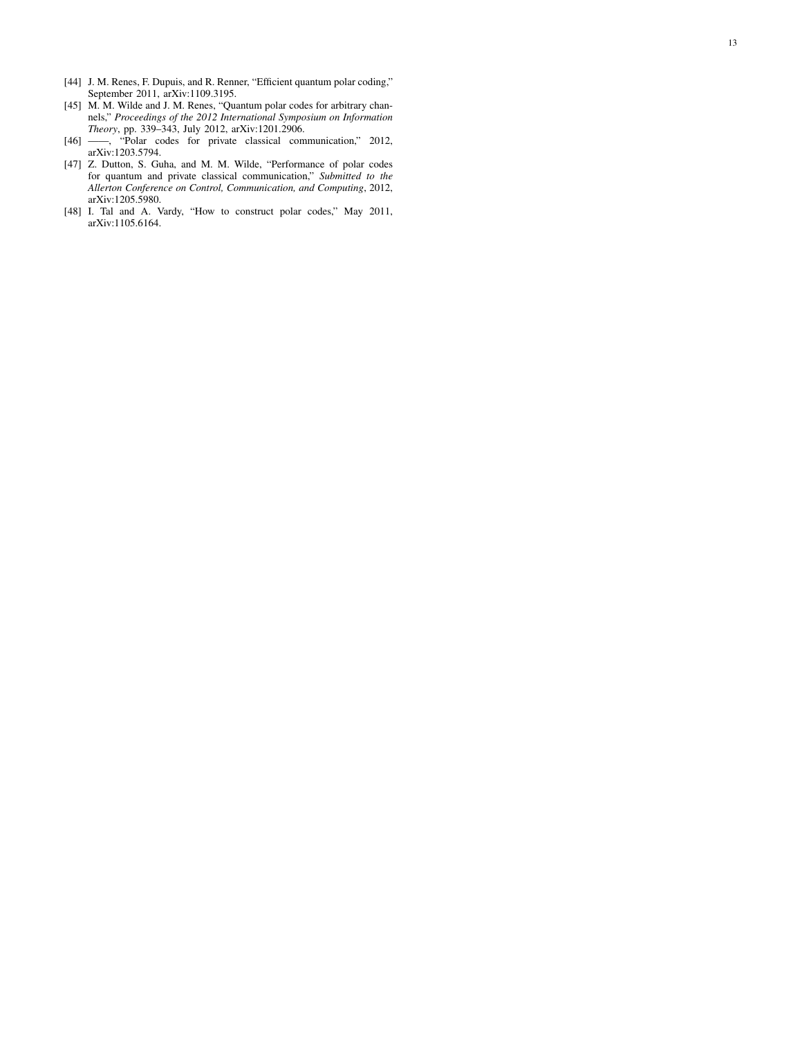[44] J. M. Renes, F. Dupuis, and R. Renner, "Efficient quantum polar coding," September 2011, arXiv:1109.3195.

[45] M. M. Wilde and J. M. Renes, "Quantum polar codes for arbitrary channels," *Proceedings of the 2012 International Symposium on Information Theory*, pp. 339–343, July 2012, arXiv:1201.2906.

[46] ——, "Polar codes for private classical communication," 2012, arXiv:1203.5794.

[47] Z. Dutton, S. Guha, and M. M. Wilde, "Performance of polar codes for quantum and private classical communication," *Submitted to the Allerton Conference on Control, Communication, and Computing*, 2012, arXiv:1205.5980.

[48] I. Tal and A. Vardy, "How to construct polar codes," May 2011, arXiv:1105.6164.